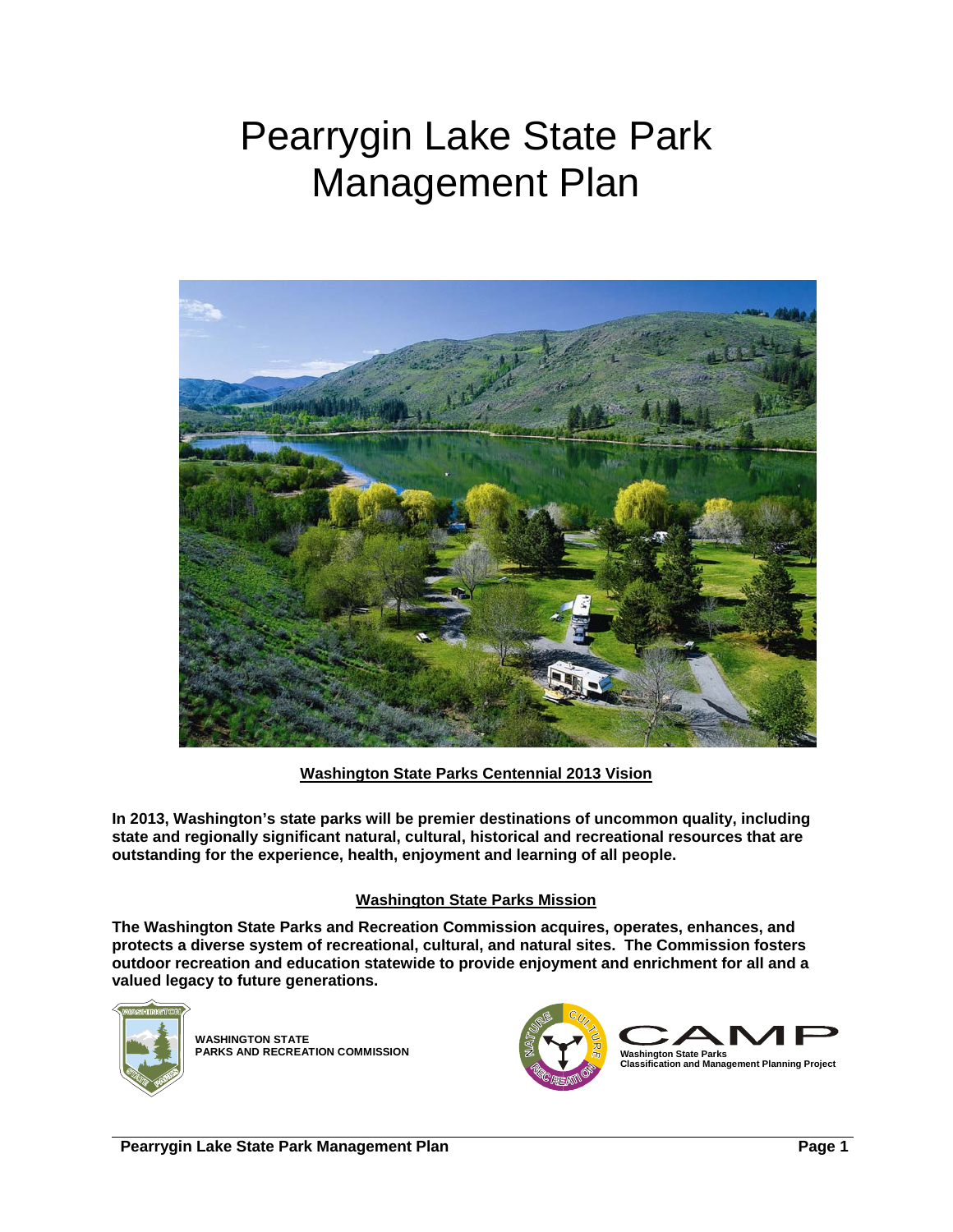# Pearrygin Lake State Park Management Plan

## Washington State Parks Centennial 2013 Vision

**In 2013, Washington's state parks will be premier destinations of uncommon quality, including state and regionally significant natural, cultural, historical and recreational resources that are outstanding for the experience, health, enjoyment and learning of all people.**

## Washington State Parks Mission

**The Washington State Parks and Recreation Commission acquires, operates, enhances, and protects a diverse system of recreational, cultural, and natural sites. The Commission fosters outdoor recreation and education statewide to provide enjoyment and enrichment for all and a valued legacy to future generations.**

**WASHINGTON STATE PARKS AND RECREATION COMMISSION**

**CAMP**
**Washington State Parks Classification and Management Planning Project**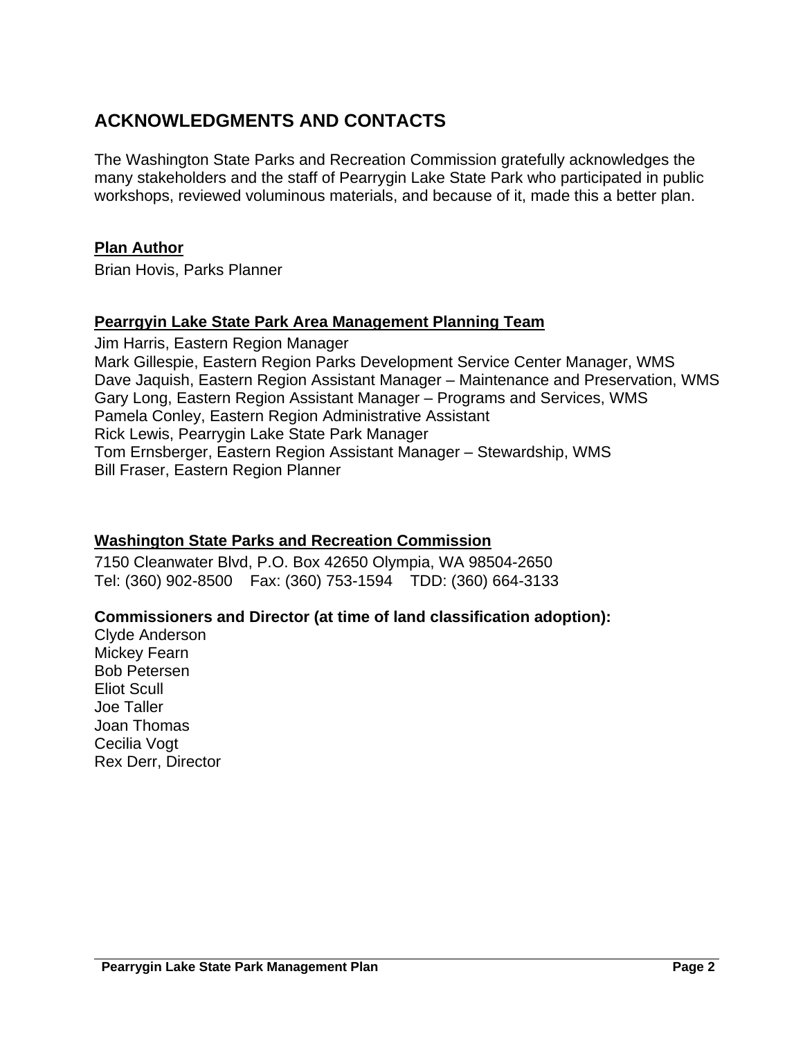# ACKNOWLEDGMENTS AND CONTACTS

The Washington State Parks and Recreation Commission gratefully acknowledges the many stakeholders and the staff of Pearrygin Lake State Park who participated in public workshops, reviewed voluminous materials, and because of it, made this a better plan.

**Plan Author**

Brian Hovis, Parks Planner

**Pearrgyin Lake State Park Area Management Planning Team**

Jim Harris, Eastern Region Manager
Mark Gillespie, Eastern Region Parks Development Service Center Manager, WMS
Dave Jaquish, Eastern Region Assistant Manager – Maintenance and Preservation, WMS
Gary Long, Eastern Region Assistant Manager – Programs and Services, WMS
Pamela Conley, Eastern Region Administrative Assistant
Rick Lewis, Pearrygin Lake State Park Manager
Tom Ernsberger, Eastern Region Assistant Manager – Stewardship, WMS
Bill Fraser, Eastern Region Planner

**Washington State Parks and Recreation Commission**

7150 Cleanwater Blvd, P.O. Box 42650 Olympia, WA 98504-2650
Tel: (360) 902-8500 Fax: (360) 753-1594 TDD: (360) 664-3133

**Commissioners and Director (at time of land classification adoption):**

Clyde Anderson
Mickey Fearn
Bob Petersen
Eliot Scull
Joe Taller
Joan Thomas
Cecilia Vogt
Rex Derr, Director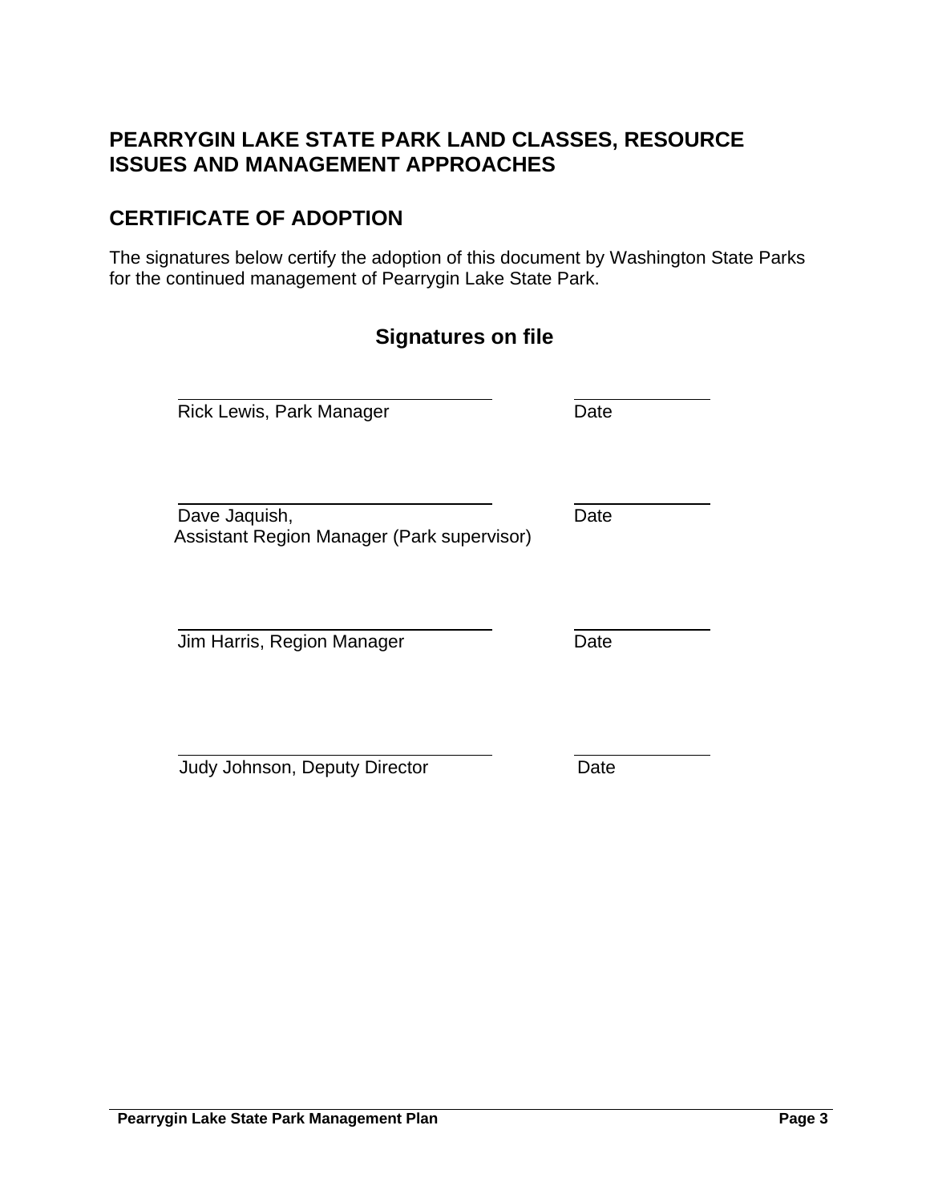## PEARRYGIN LAKE STATE PARK LAND CLASSES, RESOURCE ISSUES AND MANAGEMENT APPROACHES

## CERTIFICATE OF ADOPTION

The signatures below certify the adoption of this document by Washington State Parks for the continued management of Pearrygin Lake State Park.

**Signatures on file**

| | |
|---|---|
| Rick Lewis, Park Manager | Date |
| Dave Jaquish, Assistant Region Manager (Park supervisor) | Date |
| Jim Harris, Region Manager | Date |
| Judy Johnson, Deputy Director | Date |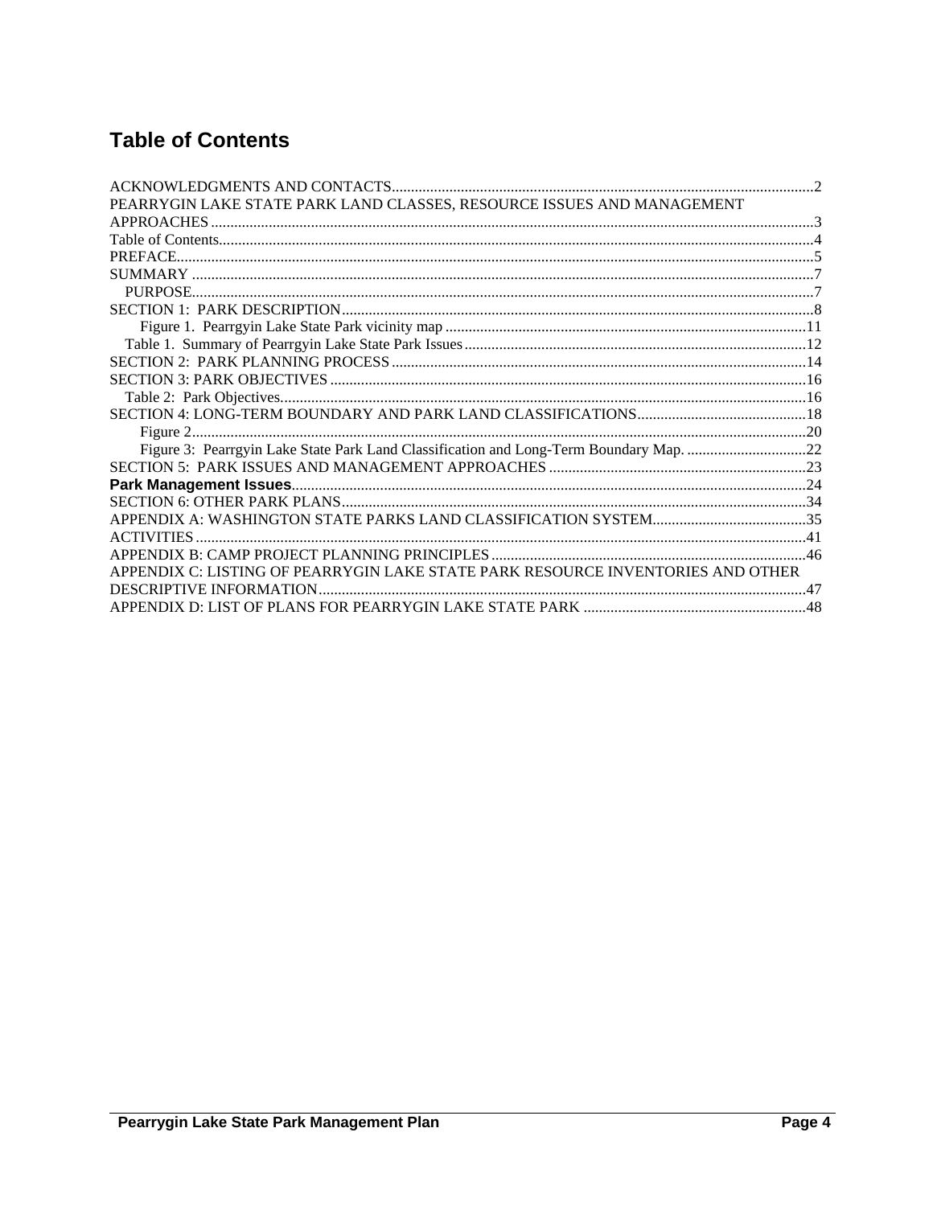# Table of Contents

ACKNOWLEDGMENTS AND CONTACTS....2
PEARRYGIN LAKE STATE PARK LAND CLASSES, RESOURCE ISSUES AND MANAGEMENT APPROACHES....3
Table of Contents....4
PREFACE....5
SUMMARY....7
PURPOSE....7
SECTION 1: PARK DESCRIPTION....8
Figure 1. Pearrgyin Lake State Park vicinity map....11
Table 1. Summary of Pearrgyin Lake State Park Issues....12
SECTION 2: PARK PLANNING PROCESS....14
SECTION 3: PARK OBJECTIVES....16
Table 2: Park Objectives....16
SECTION 4: LONG-TERM BOUNDARY AND PARK LAND CLASSIFICATIONS....18
Figure 2....20
Figure 3: Pearrgyin Lake State Park Land Classification and Long-Term Boundary Map.....22
SECTION 5: PARK ISSUES AND MANAGEMENT APPROACHES....23
**Park Management Issues**....24
SECTION 6: OTHER PARK PLANS....34
APPENDIX A: WASHINGTON STATE PARKS LAND CLASSIFICATION SYSTEM....35
ACTIVITIES....41
APPENDIX B: CAMP PROJECT PLANNING PRINCIPLES....46
APPENDIX C: LISTING OF PEARRYGIN LAKE STATE PARK RESOURCE INVENTORIES AND OTHER DESCRIPTIVE INFORMATION....47
APPENDIX D: LIST OF PLANS FOR PEARRYGIN LAKE STATE PARK....48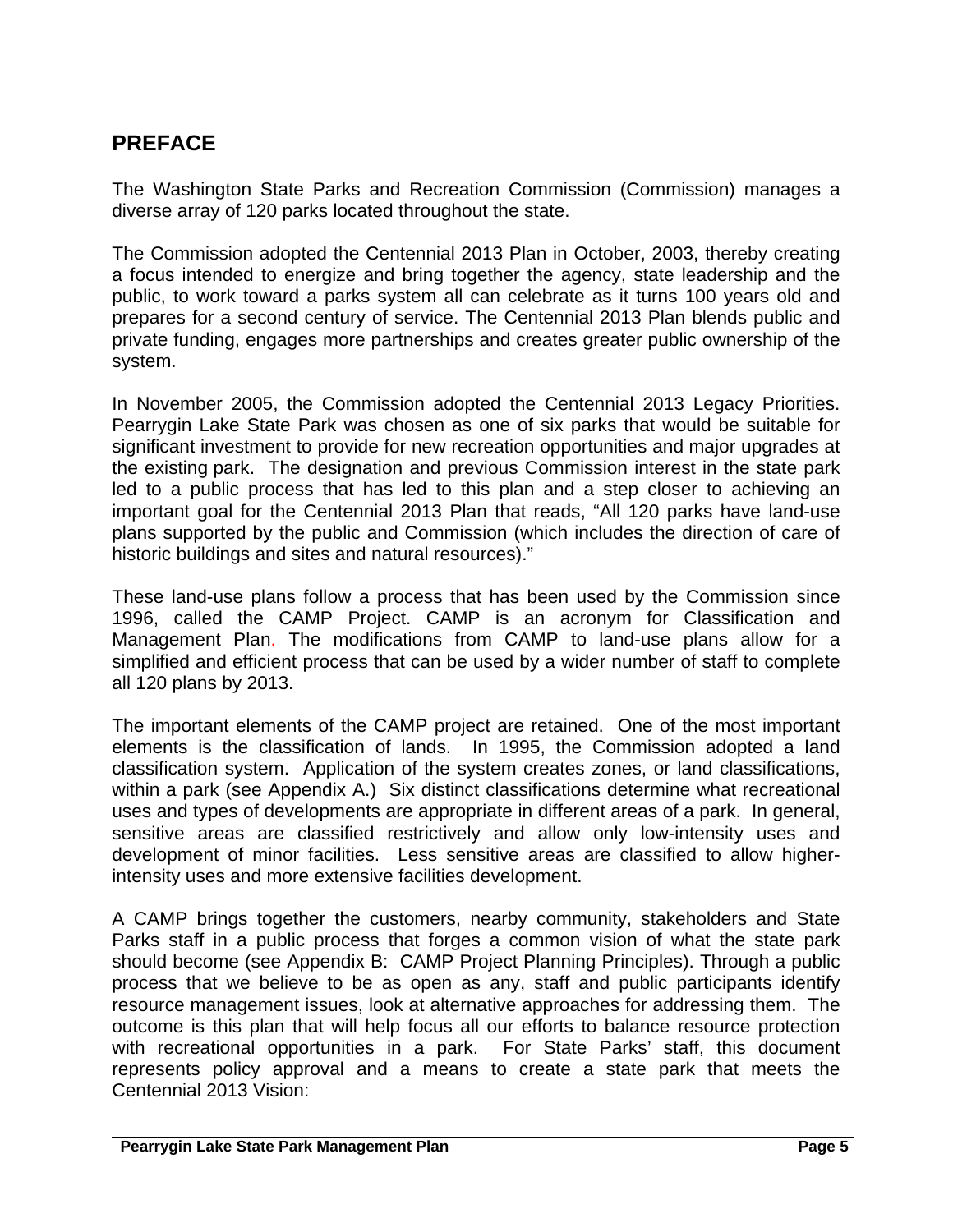## PREFACE

The Washington State Parks and Recreation Commission (Commission) manages a diverse array of 120 parks located throughout the state.

The Commission adopted the Centennial 2013 Plan in October, 2003, thereby creating a focus intended to energize and bring together the agency, state leadership and the public, to work toward a parks system all can celebrate as it turns 100 years old and prepares for a second century of service. The Centennial 2013 Plan blends public and private funding, engages more partnerships and creates greater public ownership of the system.

In November 2005, the Commission adopted the Centennial 2013 Legacy Priorities. Pearrygin Lake State Park was chosen as one of six parks that would be suitable for significant investment to provide for new recreation opportunities and major upgrades at the existing park. The designation and previous Commission interest in the state park led to a public process that has led to this plan and a step closer to achieving an important goal for the Centennial 2013 Plan that reads, "All 120 parks have land-use plans supported by the public and Commission (which includes the direction of care of historic buildings and sites and natural resources)."

These land-use plans follow a process that has been used by the Commission since 1996, called the CAMP Project. CAMP is an acronym for Classification and Management Plan. The modifications from CAMP to land-use plans allow for a simplified and efficient process that can be used by a wider number of staff to complete all 120 plans by 2013.

The important elements of the CAMP project are retained. One of the most important elements is the classification of lands. In 1995, the Commission adopted a land classification system. Application of the system creates zones, or land classifications, within a park (see Appendix A.) Six distinct classifications determine what recreational uses and types of developments are appropriate in different areas of a park. In general, sensitive areas are classified restrictively and allow only low-intensity uses and development of minor facilities. Less sensitive areas are classified to allow higher-intensity uses and more extensive facilities development.

A CAMP brings together the customers, nearby community, stakeholders and State Parks staff in a public process that forges a common vision of what the state park should become (see Appendix B: CAMP Project Planning Principles). Through a public process that we believe to be as open as any, staff and public participants identify resource management issues, look at alternative approaches for addressing them. The outcome is this plan that will help focus all our efforts to balance resource protection with recreational opportunities in a park. For State Parks' staff, this document represents policy approval and a means to create a state park that meets the Centennial 2013 Vision: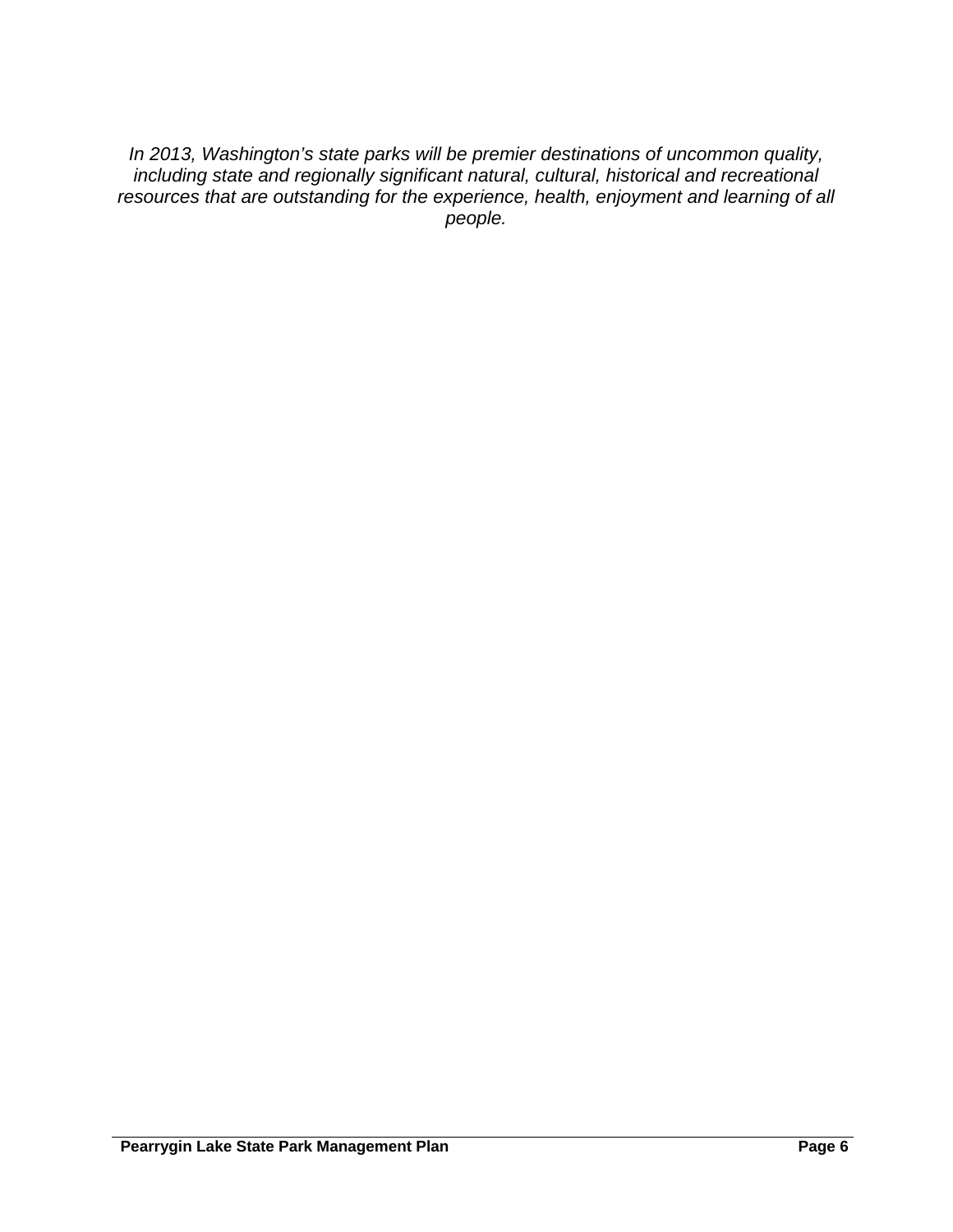*In 2013, Washington's state parks will be premier destinations of uncommon quality, including state and regionally significant natural, cultural, historical and recreational resources that are outstanding for the experience, health, enjoyment and learning of all people.*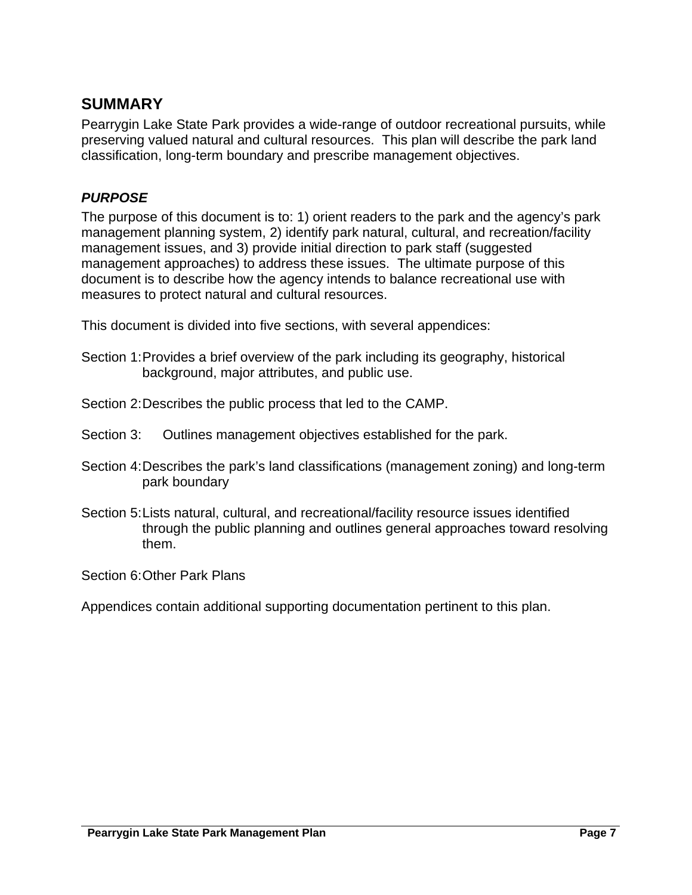## SUMMARY

Pearrygin Lake State Park provides a wide-range of outdoor recreational pursuits, while preserving valued natural and cultural resources. This plan will describe the park land classification, long-term boundary and prescribe management objectives.

### *PURPOSE*

The purpose of this document is to: 1) orient readers to the park and the agency's park management planning system, 2) identify park natural, cultural, and recreation/facility management issues, and 3) provide initial direction to park staff (suggested management approaches) to address these issues. The ultimate purpose of this document is to describe how the agency intends to balance recreational use with measures to protect natural and cultural resources.

This document is divided into five sections, with several appendices:

Section 1: Provides a brief overview of the park including its geography, historical background, major attributes, and public use.

Section 2: Describes the public process that led to the CAMP.

Section 3: Outlines management objectives established for the park.

Section 4: Describes the park's land classifications (management zoning) and long-term park boundary

Section 5: Lists natural, cultural, and recreational/facility resource issues identified through the public planning and outlines general approaches toward resolving them.

Section 6: Other Park Plans

Appendices contain additional supporting documentation pertinent to this plan.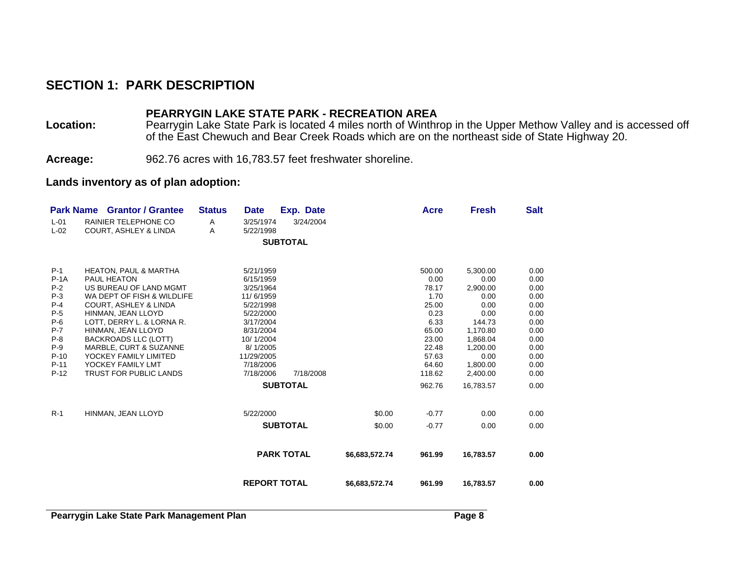## SECTION 1: PARK DESCRIPTION

**PEARRYGIN LAKE STATE PARK - RECREATION AREA**

**Location:** Pearrygin Lake State Park is located 4 miles north of Winthrop in the Upper Methow Valley and is accessed off of the East Chewuch and Bear Creek Roads which are on the northeast side of State Highway 20.

**Acreage:** 962.76 acres with 16,783.57 feet freshwater shoreline.

**Lands inventory as of plan adoption:**

| Park Name | Grantor / Grantee | Status | Date | Exp. Date | | Acre | Fresh | Salt |
|---|---|---|---|---|---|---|---|---|
| L-01 | RAINIER TELEPHONE CO | A | 3/25/1974 | 3/24/2004 | | | | |
| L-02 | COURT, ASHLEY & LINDA | A | 5/22/1998 | | | | | |
| | | | | **SUBTOTAL** | | | | |
| P-1 | HEATON, PAUL & MARTHA | | 5/21/1959 | | | 500.00 | 5,300.00 | 0.00 |
| P-1A | PAUL HEATON | | 6/15/1959 | | | 0.00 | 0.00 | 0.00 |
| P-2 | US BUREAU OF LAND MGMT | | 3/25/1964 | | | 78.17 | 2,900.00 | 0.00 |
| P-3 | WA DEPT OF FISH & WILDLIFE | | 11/ 6/1959 | | | 1.70 | 0.00 | 0.00 |
| P-4 | COURT, ASHLEY & LINDA | | 5/22/1998 | | | 25.00 | 0.00 | 0.00 |
| P-5 | HINMAN, JEAN LLOYD | | 5/22/2000 | | | 0.23 | 0.00 | 0.00 |
| P-6 | LOTT, DERRY L. & LORNA R. | | 3/17/2004 | | | 6.33 | 144.73 | 0.00 |
| P-7 | HINMAN, JEAN LLOYD | | 8/31/2004 | | | 65.00 | 1,170.80 | 0.00 |
| P-8 | BACKROADS LLC (LOTT) | | 10/ 1/2004 | | | 23.00 | 1,868.04 | 0.00 |
| P-9 | MARBLE, CURT & SUZANNE | | 8/ 1/2005 | | | 22.48 | 1,200.00 | 0.00 |
| P-10 | YOCKEY FAMILY LIMITED | | 11/29/2005 | | | 57.63 | 0.00 | 0.00 |
| P-11 | YOCKEY FAMILY LMT | | 7/18/2006 | | | 64.60 | 1,800.00 | 0.00 |
| P-12 | TRUST FOR PUBLIC LANDS | | 7/18/2006 | 7/18/2008 | | 118.62 | 2,400.00 | 0.00 |
| | | | | **SUBTOTAL** | | 962.76 | 16,783.57 | 0.00 |
| R-1 | HINMAN, JEAN LLOYD | | 5/22/2000 | | $0.00 | -0.77 | 0.00 | 0.00 |
| | | | | **SUBTOTAL** | $0.00 | -0.77 | 0.00 | 0.00 |
| | | | | **PARK TOTAL** | **$6,683,572.74** | **961.99** | **16,783.57** | **0.00** |
| | | | | **REPORT TOTAL** | **$6,683,572.74** | **961.99** | **16,783.57** | **0.00** |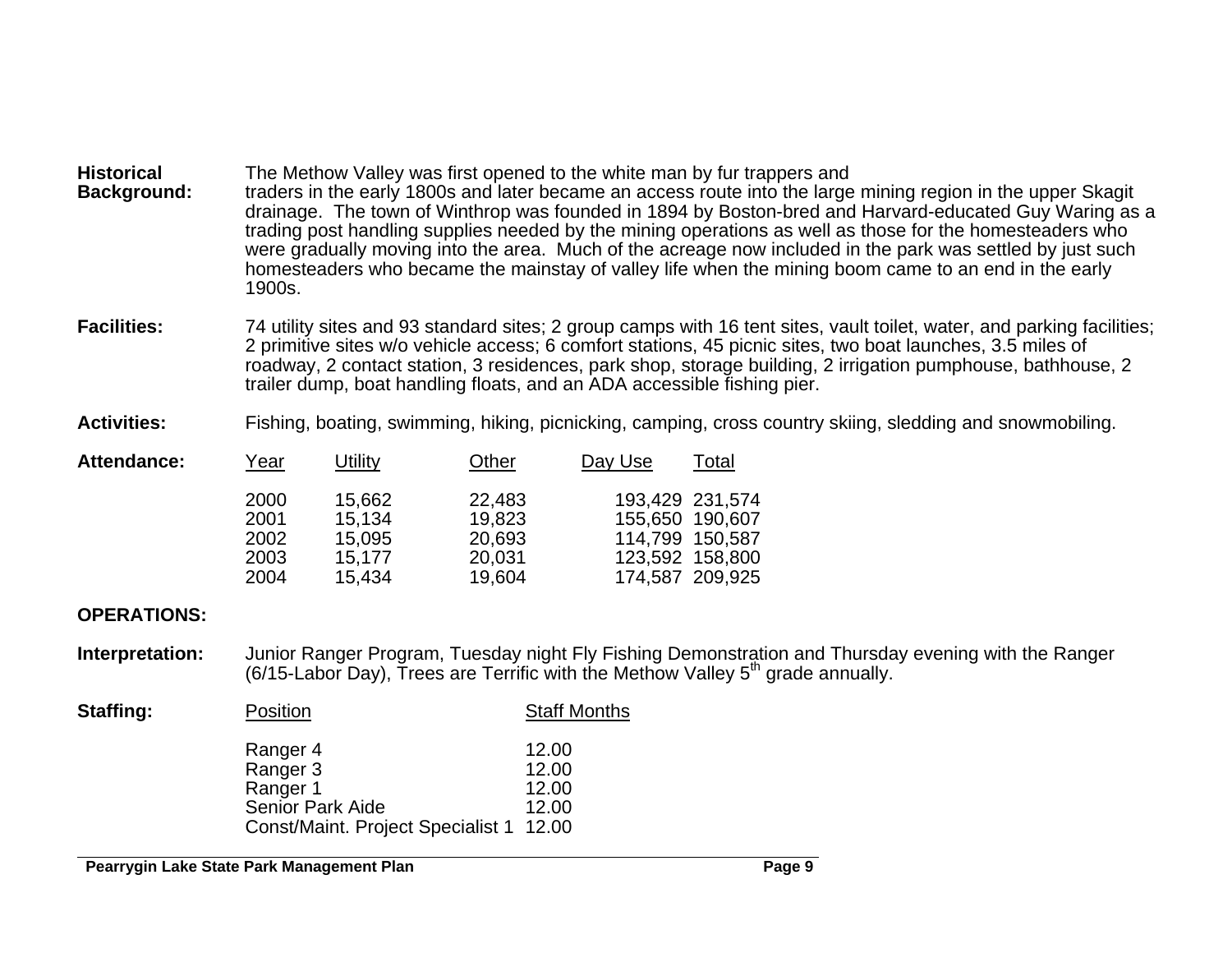**Historical Background:** The Methow Valley was first opened to the white man by fur trappers and traders in the early 1800s and later became an access route into the large mining region in the upper Skagit drainage. The town of Winthrop was founded in 1894 by Boston-bred and Harvard-educated Guy Waring as a trading post handling supplies needed by the mining operations as well as those for the homesteaders who were gradually moving into the area. Much of the acreage now included in the park was settled by just such homesteaders who became the mainstay of valley life when the mining boom came to an end in the early 1900s.

**Facilities:** 74 utility sites and 93 standard sites; 2 group camps with 16 tent sites, vault toilet, water, and parking facilities; 2 primitive sites w/o vehicle access; 6 comfort stations, 45 picnic sites, two boat launches, 3.5 miles of roadway, 2 contact station, 3 residences, park shop, storage building, 2 irrigation pumphouse, bathhouse, 2 trailer dump, boat handling floats, and an ADA accessible fishing pier.

**Activities:** Fishing, boating, swimming, hiking, picnicking, camping, cross country skiing, sledding and snowmobiling.

**Attendance:**

| Year | Utility | Other | Day Use | Total |
|---|---|---|---|---|
| 2000 | 15,662 | 22,483 | 193,429 | 231,574 |
| 2001 | 15,134 | 19,823 | 155,650 | 190,607 |
| 2002 | 15,095 | 20,693 | 114,799 | 150,587 |
| 2003 | 15,177 | 20,031 | 123,592 | 158,800 |
| 2004 | 15,434 | 19,604 | 174,587 | 209,925 |

**OPERATIONS:**

**Interpretation:** Junior Ranger Program, Tuesday night Fly Fishing Demonstration and Thursday evening with the Ranger (6/15-Labor Day), Trees are Terrific with the Methow Valley 5th grade annually.

**Staffing:**

| Position | Staff Months |
|---|---|
| Ranger 4 | 12.00 |
| Ranger 3 | 12.00 |
| Ranger 1 | 12.00 |
| Senior Park Aide | 12.00 |
| Const/Maint. Project Specialist 1 | 12.00 |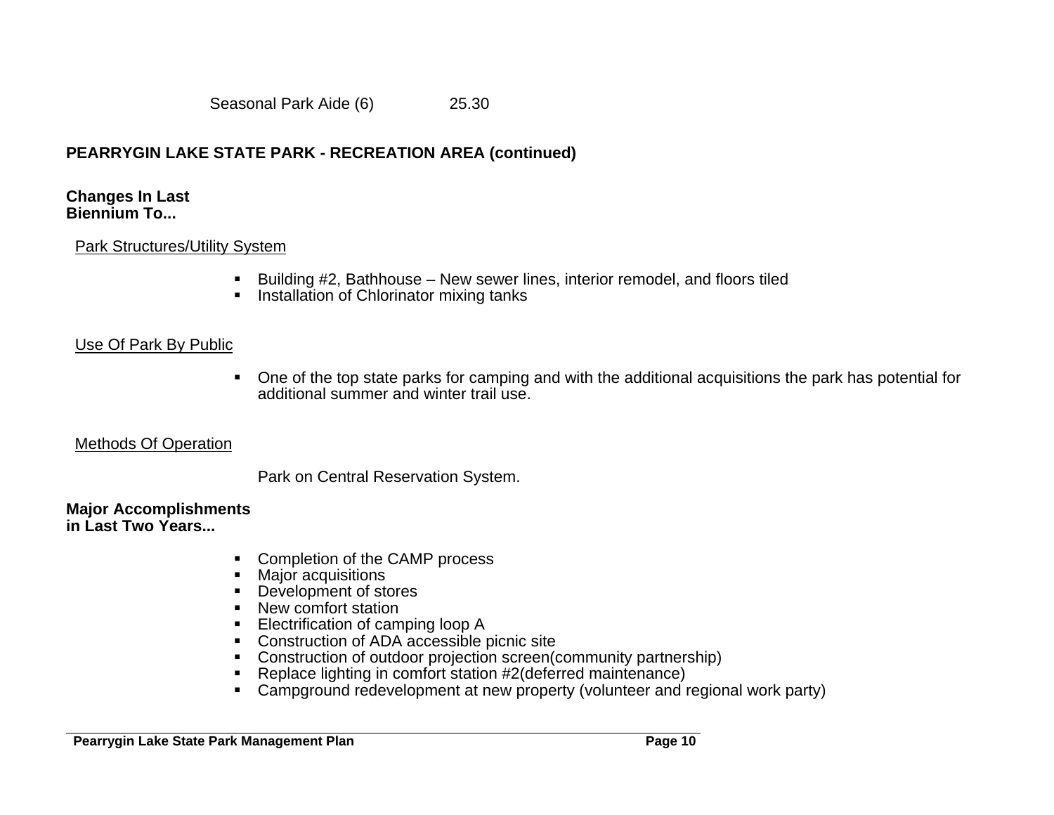Seasonal Park Aide (6) 25.30

## PEARRYGIN LAKE STATE PARK - RECREATION AREA (continued)

**Changes In Last Biennium To...**

Park Structures/Utility System

- Building #2, Bathhouse – New sewer lines, interior remodel, and floors tiled
- Installation of Chlorinator mixing tanks

Use Of Park By Public

- One of the top state parks for camping and with the additional acquisitions the park has potential for additional summer and winter trail use.

Methods Of Operation

Park on Central Reservation System.

**Major Accomplishments in Last Two Years...**

- Completion of the CAMP process
- Major acquisitions
- Development of stores
- New comfort station
- Electrification of camping loop A
- Construction of ADA accessible picnic site
- Construction of outdoor projection screen(community partnership)
- Replace lighting in comfort station #2(deferred maintenance)
- Campground redevelopment at new property (volunteer and regional work party)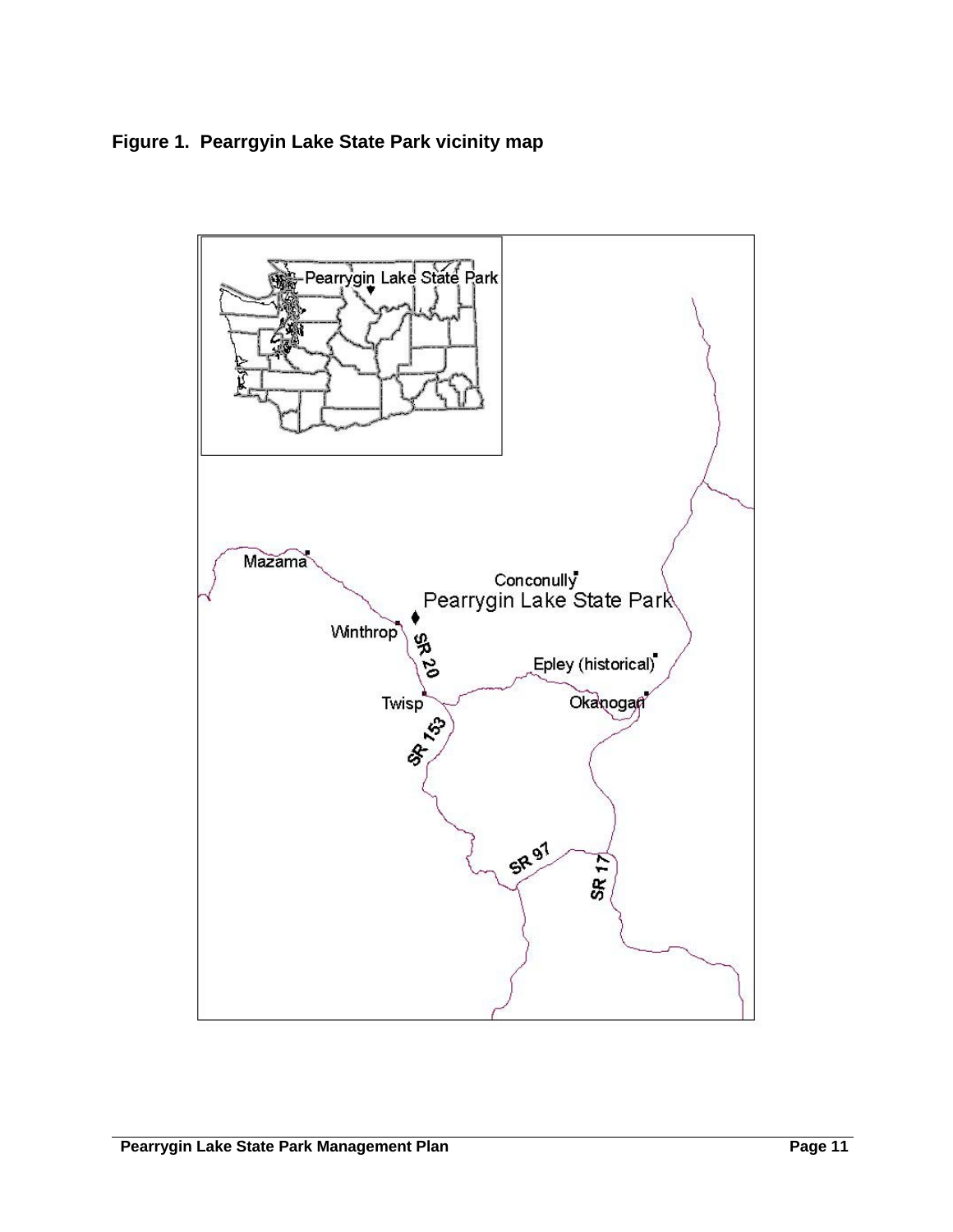**Figure 1. Pearrgyin Lake State Park vicinity map**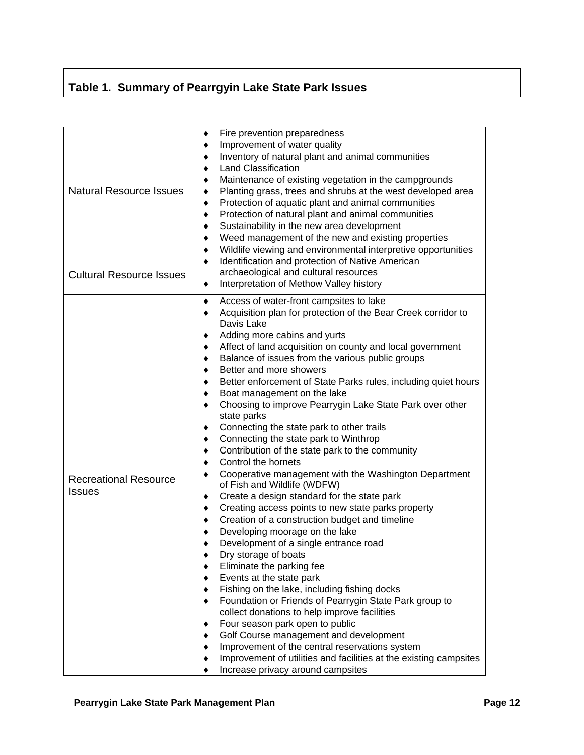## Table 1. Summary of Pearrgyin Lake State Park Issues

| | |
|---|---|
| Natural Resource Issues | ♦ Fire prevention preparedness<br>♦ Improvement of water quality<br>♦ Inventory of natural plant and animal communities<br>♦ Land Classification<br>♦ Maintenance of existing vegetation in the campgrounds<br>♦ Planting grass, trees and shrubs at the west developed area<br>♦ Protection of aquatic plant and animal communities<br>♦ Protection of natural plant and animal communities<br>♦ Sustainability in the new area development<br>♦ Weed management of the new and existing properties<br>♦ Wildlife viewing and environmental interpretive opportunities |
| Cultural Resource Issues | ♦ Identification and protection of Native American archaeological and cultural resources<br>♦ Interpretation of Methow Valley history |
| Recreational Resource Issues | ♦ Access of water-front campsites to lake<br>♦ Acquisition plan for protection of the Bear Creek corridor to Davis Lake<br>♦ Adding more cabins and yurts<br>♦ Affect of land acquisition on county and local government<br>♦ Balance of issues from the various public groups<br>♦ Better and more showers<br>♦ Better enforcement of State Parks rules, including quiet hours<br>♦ Boat management on the lake<br>♦ Choosing to improve Pearrygin Lake State Park over other state parks<br>♦ Connecting the state park to other trails<br>♦ Connecting the state park to Winthrop<br>♦ Contribution of the state park to the community<br>♦ Control the hornets<br>♦ Cooperative management with the Washington Department of Fish and Wildlife (WDFW)<br>♦ Create a design standard for the state park<br>♦ Creating access points to new state parks property<br>♦ Creation of a construction budget and timeline<br>♦ Developing moorage on the lake<br>♦ Development of a single entrance road<br>♦ Dry storage of boats<br>♦ Eliminate the parking fee<br>♦ Events at the state park<br>♦ Fishing on the lake, including fishing docks<br>♦ Foundation or Friends of Pearrygin State Park group to collect donations to help improve facilities<br>♦ Four season park open to public<br>♦ Golf Course management and development<br>♦ Improvement of the central reservations system<br>♦ Improvement of utilities and facilities at the existing campsites<br>♦ Increase privacy around campsites |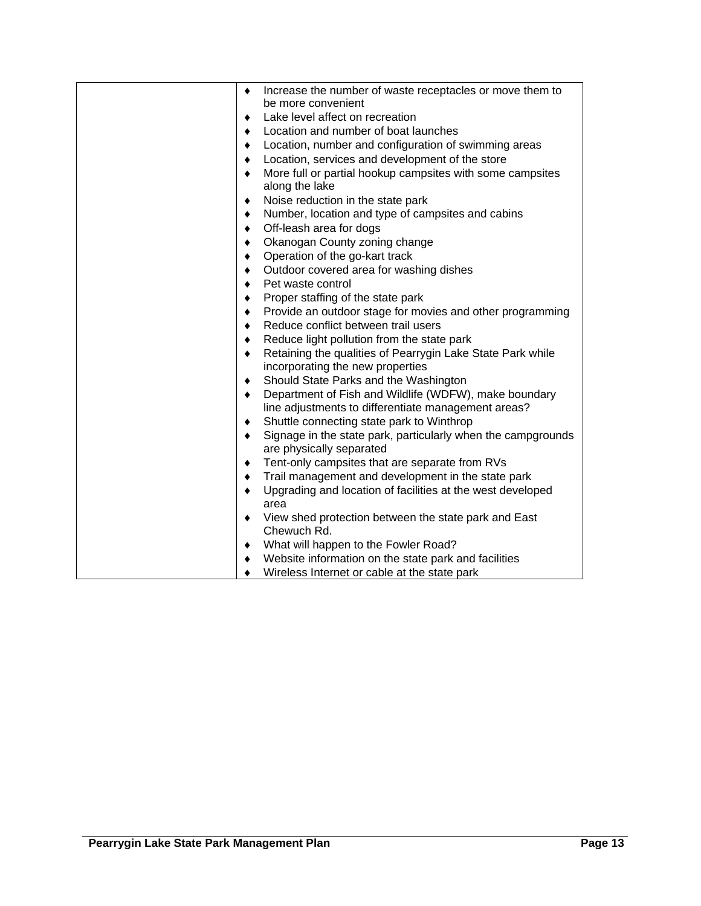| | |
|---|---|
| | ♦ Increase the number of waste receptacles or move them to be more convenient<br>♦ Lake level affect on recreation<br>♦ Location and number of boat launches<br>♦ Location, number and configuration of swimming areas<br>♦ Location, services and development of the store<br>♦ More full or partial hookup campsites with some campsites along the lake<br>♦ Noise reduction in the state park<br>♦ Number, location and type of campsites and cabins<br>♦ Off-leash area for dogs<br>♦ Okanogan County zoning change<br>♦ Operation of the go-kart track<br>♦ Outdoor covered area for washing dishes<br>♦ Pet waste control<br>♦ Proper staffing of the state park<br>♦ Provide an outdoor stage for movies and other programming<br>♦ Reduce conflict between trail users<br>♦ Reduce light pollution from the state park<br>♦ Retaining the qualities of Pearrygin Lake State Park while incorporating the new properties<br>♦ Should State Parks and the Washington<br>♦ Department of Fish and Wildlife (WDFW), make boundary line adjustments to differentiate management areas?<br>♦ Shuttle connecting state park to Winthrop<br>♦ Signage in the state park, particularly when the campgrounds are physically separated<br>♦ Tent-only campsites that are separate from RVs<br>♦ Trail management and development in the state park<br>♦ Upgrading and location of facilities at the west developed area<br>♦ View shed protection between the state park and East Chewuch Rd.<br>♦ What will happen to the Fowler Road?<br>♦ Website information on the state park and facilities<br>♦ Wireless Internet or cable at the state park |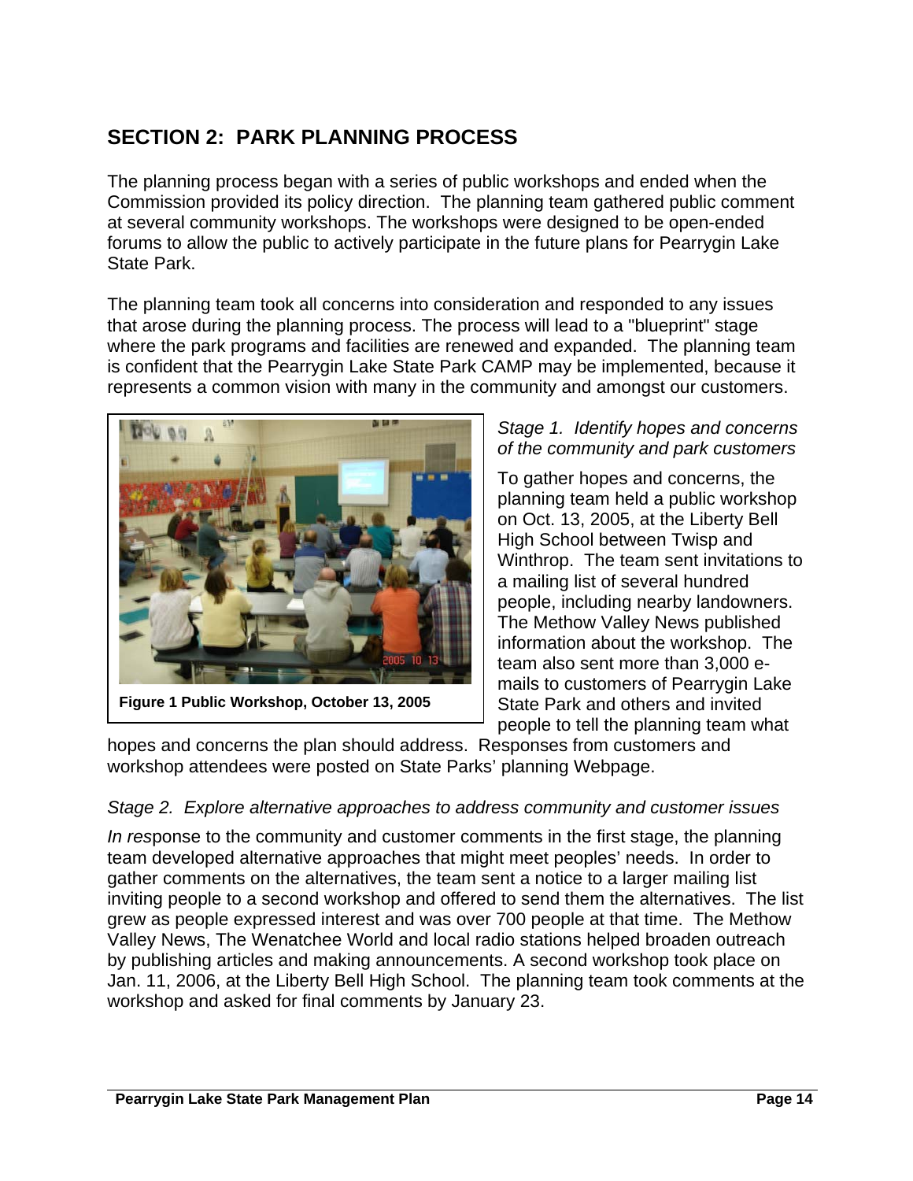## SECTION 2: PARK PLANNING PROCESS

The planning process began with a series of public workshops and ended when the Commission provided its policy direction. The planning team gathered public comment at several community workshops. The workshops were designed to be open-ended forums to allow the public to actively participate in the future plans for Pearrygin Lake State Park.

The planning team took all concerns into consideration and responded to any issues that arose during the planning process. The process will lead to a "blueprint" stage where the park programs and facilities are renewed and expanded. The planning team is confident that the Pearrygin Lake State Park CAMP may be implemented, because it represents a common vision with many in the community and amongst our customers.

**Figure 1 Public Workshop, October 13, 2005**

*Stage 1. Identify hopes and concerns of the community and park customers*

To gather hopes and concerns, the planning team held a public workshop on Oct. 13, 2005, at the Liberty Bell High School between Twisp and Winthrop. The team sent invitations to a mailing list of several hundred people, including nearby landowners. The Methow Valley News published information about the workshop. The team also sent more than 3,000 e-mails to customers of Pearrygin Lake State Park and others and invited people to tell the planning team what hopes and concerns the plan should address. Responses from customers and workshop attendees were posted on State Parks' planning Webpage.

*Stage 2. Explore alternative approaches to address community and customer issues*

In response to the community and customer comments in the first stage, the planning team developed alternative approaches that might meet peoples' needs. In order to gather comments on the alternatives, the team sent a notice to a larger mailing list inviting people to a second workshop and offered to send them the alternatives. The list grew as people expressed interest and was over 700 people at that time. The Methow Valley News, The Wenatchee World and local radio stations helped broaden outreach by publishing articles and making announcements. A second workshop took place on Jan. 11, 2006, at the Liberty Bell High School. The planning team took comments at the workshop and asked for final comments by January 23.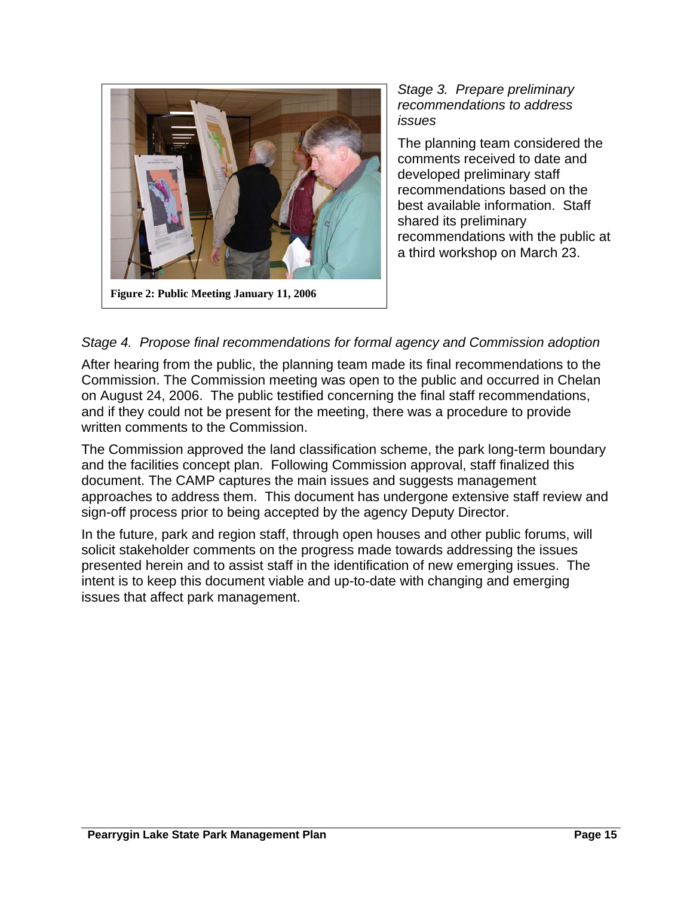Figure 2: Public Meeting January 11, 2006

*Stage 3. Prepare preliminary recommendations to address issues*

The planning team considered the comments received to date and developed preliminary staff recommendations based on the best available information. Staff shared its preliminary recommendations with the public at a third workshop on March 23.

*Stage 4. Propose final recommendations for formal agency and Commission adoption*

After hearing from the public, the planning team made its final recommendations to the Commission. The Commission meeting was open to the public and occurred in Chelan on August 24, 2006. The public testified concerning the final staff recommendations, and if they could not be present for the meeting, there was a procedure to provide written comments to the Commission.

The Commission approved the land classification scheme, the park long-term boundary and the facilities concept plan. Following Commission approval, staff finalized this document. The CAMP captures the main issues and suggests management approaches to address them. This document has undergone extensive staff review and sign-off process prior to being accepted by the agency Deputy Director.

In the future, park and region staff, through open houses and other public forums, will solicit stakeholder comments on the progress made towards addressing the issues presented herein and to assist staff in the identification of new emerging issues. The intent is to keep this document viable and up-to-date with changing and emerging issues that affect park management.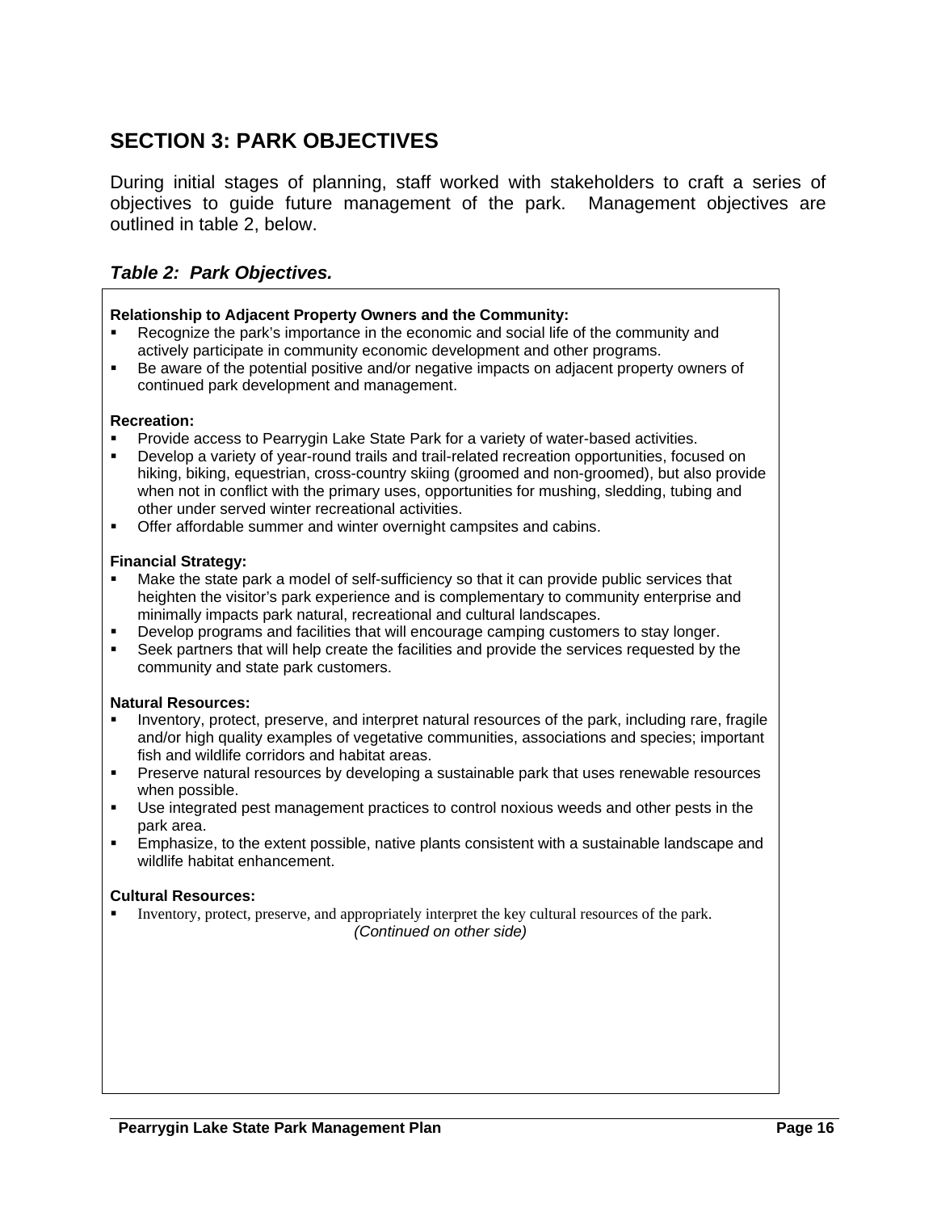## SECTION 3: PARK OBJECTIVES

During initial stages of planning, staff worked with stakeholders to craft a series of objectives to guide future management of the park. Management objectives are outlined in table 2, below.

***Table 2: Park Objectives.***

**Relationship to Adjacent Property Owners and the Community:**

- Recognize the park's importance in the economic and social life of the community and actively participate in community economic development and other programs.
- Be aware of the potential positive and/or negative impacts on adjacent property owners of continued park development and management.

**Recreation:**

- Provide access to Pearrygin Lake State Park for a variety of water-based activities.
- Develop a variety of year-round trails and trail-related recreation opportunities, focused on hiking, biking, equestrian, cross-country skiing (groomed and non-groomed), but also provide when not in conflict with the primary uses, opportunities for mushing, sledding, tubing and other under served winter recreational activities.
- Offer affordable summer and winter overnight campsites and cabins.

**Financial Strategy:**

- Make the state park a model of self-sufficiency so that it can provide public services that heighten the visitor's park experience and is complementary to community enterprise and minimally impacts park natural, recreational and cultural landscapes.
- Develop programs and facilities that will encourage camping customers to stay longer.
- Seek partners that will help create the facilities and provide the services requested by the community and state park customers.

**Natural Resources:**

- Inventory, protect, preserve, and interpret natural resources of the park, including rare, fragile and/or high quality examples of vegetative communities, associations and species; important fish and wildlife corridors and habitat areas.
- Preserve natural resources by developing a sustainable park that uses renewable resources when possible.
- Use integrated pest management practices to control noxious weeds and other pests in the park area.
- Emphasize, to the extent possible, native plants consistent with a sustainable landscape and wildlife habitat enhancement.

**Cultural Resources:**

- Inventory, protect, preserve, and appropriately interpret the key cultural resources of the park.

*(Continued on other side)*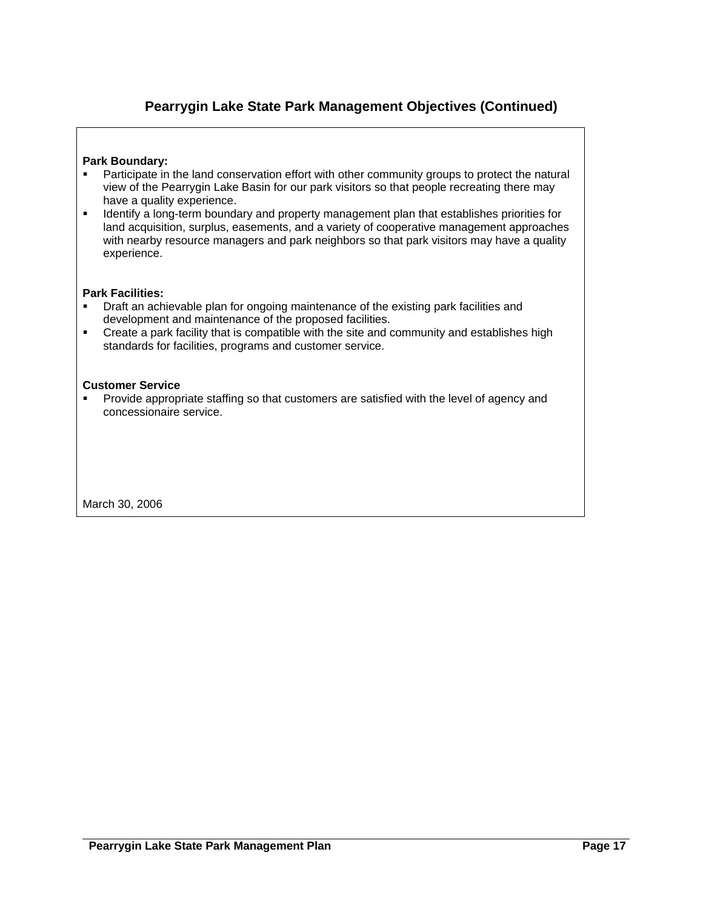## Pearrygin Lake State Park Management Objectives (Continued)

**Park Boundary:**

- Participate in the land conservation effort with other community groups to protect the natural view of the Pearrygin Lake Basin for our park visitors so that people recreating there may have a quality experience.
- Identify a long-term boundary and property management plan that establishes priorities for land acquisition, surplus, easements, and a variety of cooperative management approaches with nearby resource managers and park neighbors so that park visitors may have a quality experience.

**Park Facilities:**

- Draft an achievable plan for ongoing maintenance of the existing park facilities and development and maintenance of the proposed facilities.
- Create a park facility that is compatible with the site and community and establishes high standards for facilities, programs and customer service.

**Customer Service**

- Provide appropriate staffing so that customers are satisfied with the level of agency and concessionaire service.

March 30, 2006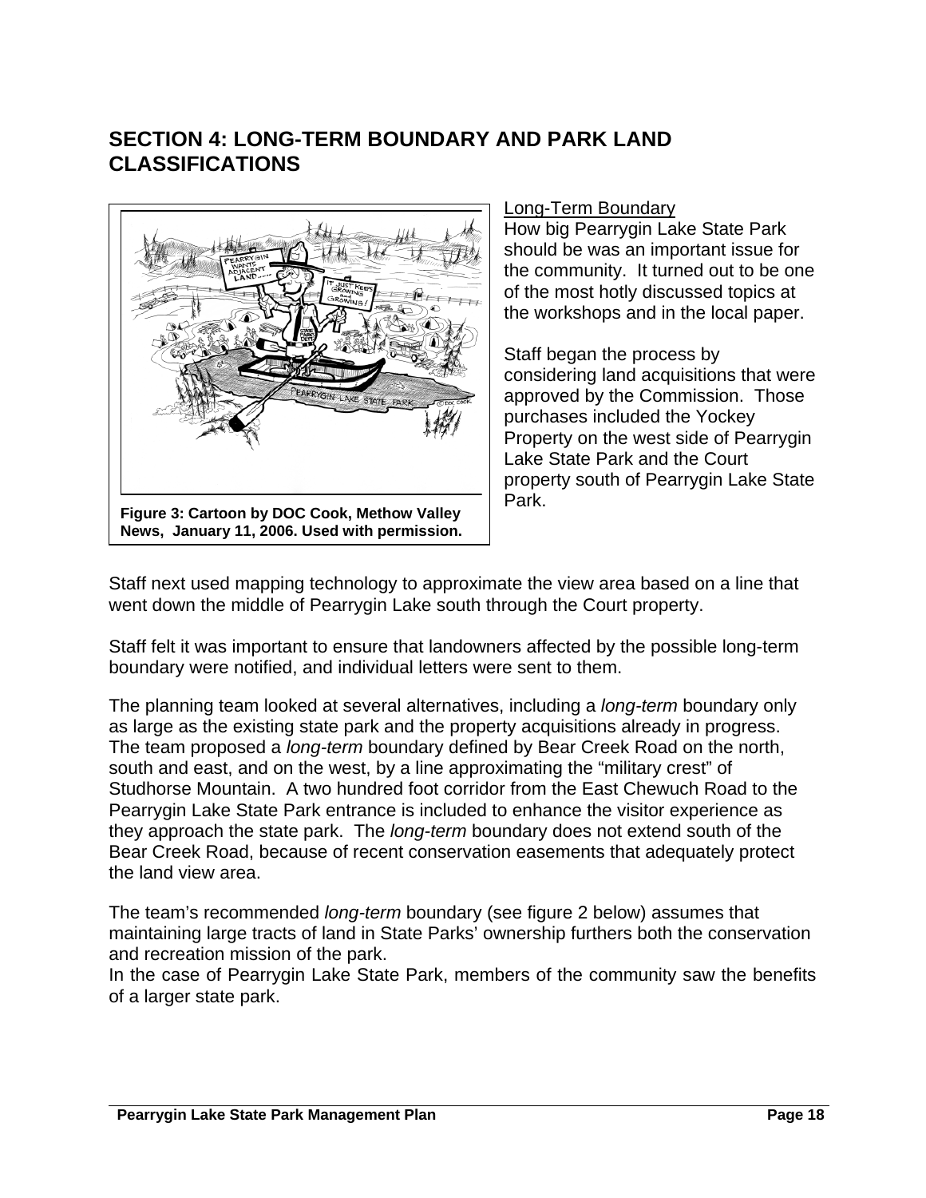# SECTION 4: LONG-TERM BOUNDARY AND PARK LAND CLASSIFICATIONS

**Figure 3: Cartoon by DOC Cook, Methow Valley News, January 11, 2006. Used with permission.**

## Long-Term Boundary

How big Pearrygin Lake State Park should be was an important issue for the community. It turned out to be one of the most hotly discussed topics at the workshops and in the local paper.

Staff began the process by considering land acquisitions that were approved by the Commission. Those purchases included the Yockey Property on the west side of Pearrygin Lake State Park and the Court property south of Pearrygin Lake State Park.

Staff next used mapping technology to approximate the view area based on a line that went down the middle of Pearrygin Lake south through the Court property.

Staff felt it was important to ensure that landowners affected by the possible long-term boundary were notified, and individual letters were sent to them.

The planning team looked at several alternatives, including a *long-term* boundary only as large as the existing state park and the property acquisitions already in progress. The team proposed a *long-term* boundary defined by Bear Creek Road on the north, south and east, and on the west, by a line approximating the "military crest" of Studhorse Mountain. A two hundred foot corridor from the East Chewuch Road to the Pearrygin Lake State Park entrance is included to enhance the visitor experience as they approach the state park. The *long-term* boundary does not extend south of the Bear Creek Road, because of recent conservation easements that adequately protect the land view area.

The team's recommended *long-term* boundary (see figure 2 below) assumes that maintaining large tracts of land in State Parks' ownership furthers both the conservation and recreation mission of the park.

In the case of Pearrygin Lake State Park, members of the community saw the benefits of a larger state park.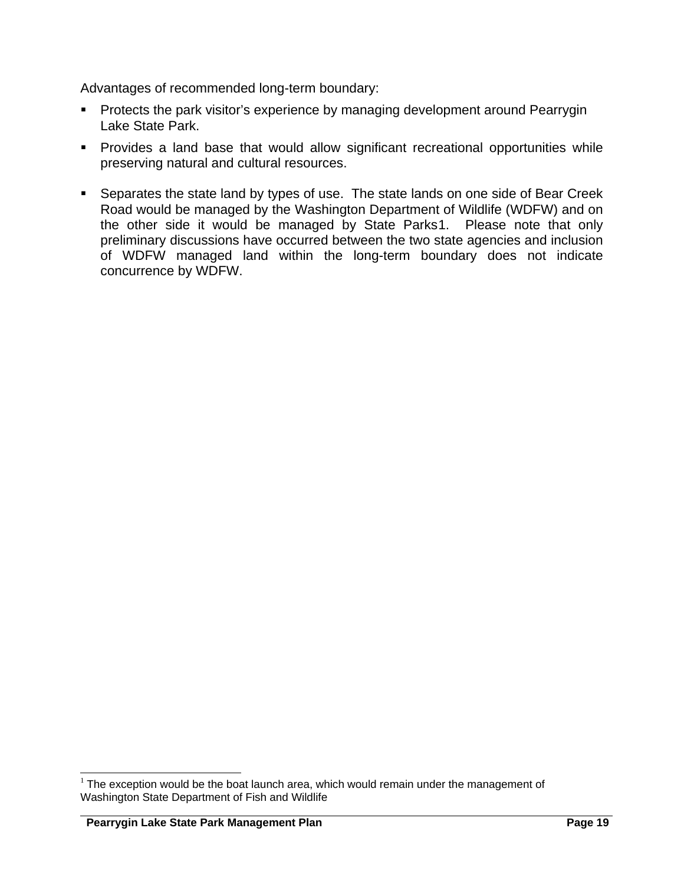Advantages of recommended long-term boundary:

- Protects the park visitor's experience by managing development around Pearrygin Lake State Park.
- Provides a land base that would allow significant recreational opportunities while preserving natural and cultural resources.
- Separates the state land by types of use. The state lands on one side of Bear Creek Road would be managed by the Washington Department of Wildlife (WDFW) and on the other side it would be managed by State Parks[1]. Please note that only preliminary discussions have occurred between the two state agencies and inclusion of WDFW managed land within the long-term boundary does not indicate concurrence by WDFW.

---

[1] The exception would be the boat launch area, which would remain under the management of Washington State Department of Fish and Wildlife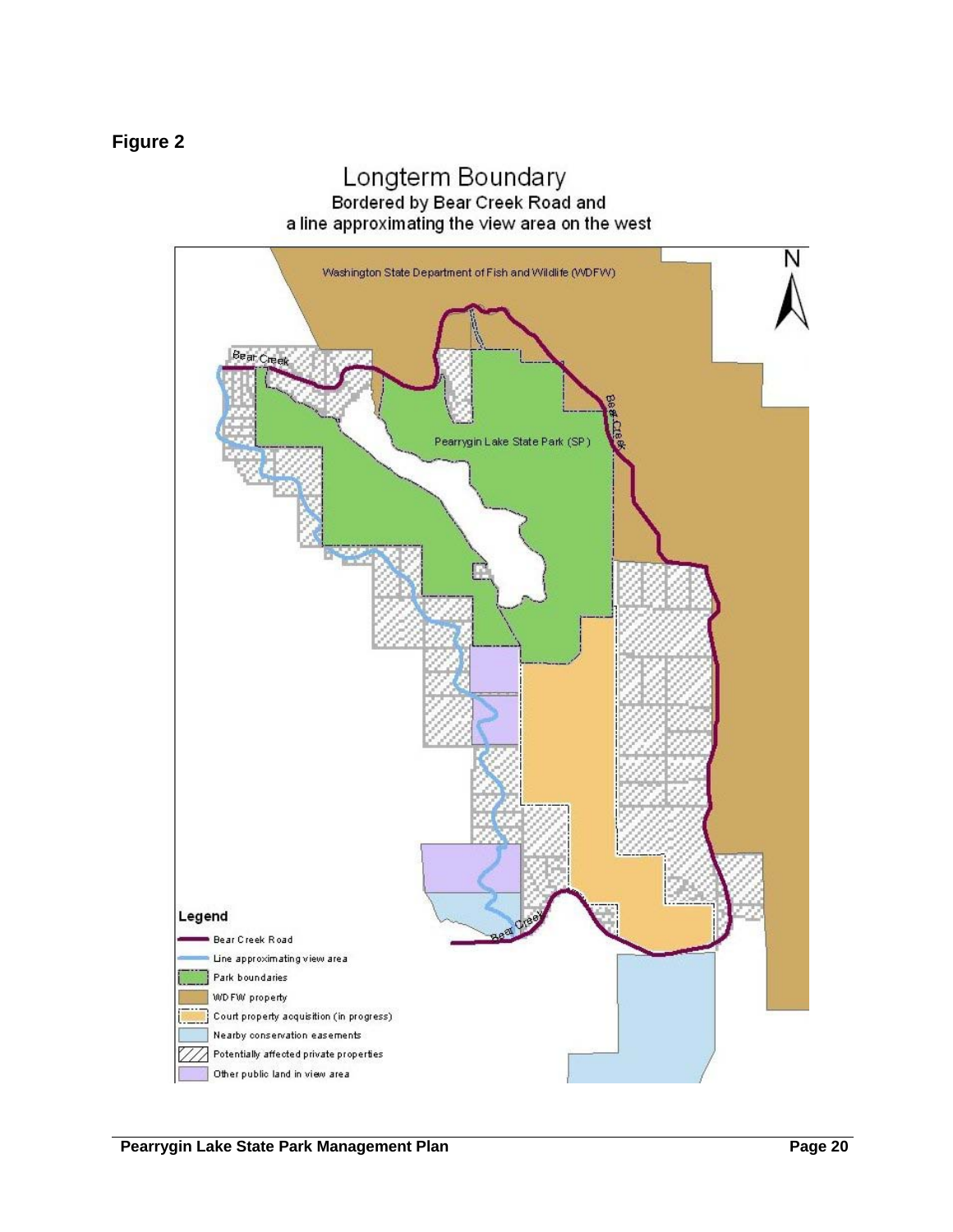**Figure 2**

Longterm Boundary

Bordered by Bear Creek Road and a line approximating the view area on the west

Washington State Department of Fish and Wildlife (WDFW)

Pearrygin Lake State Park (SP)

Bear Creek

Legend

- Bear Creek Road
- Line approximating view area
- Park boundaries
- WDFW property
- Court property acquisition (in progress)
- Nearby conservation easements
- Potentially affected private properties
- Other public land in view area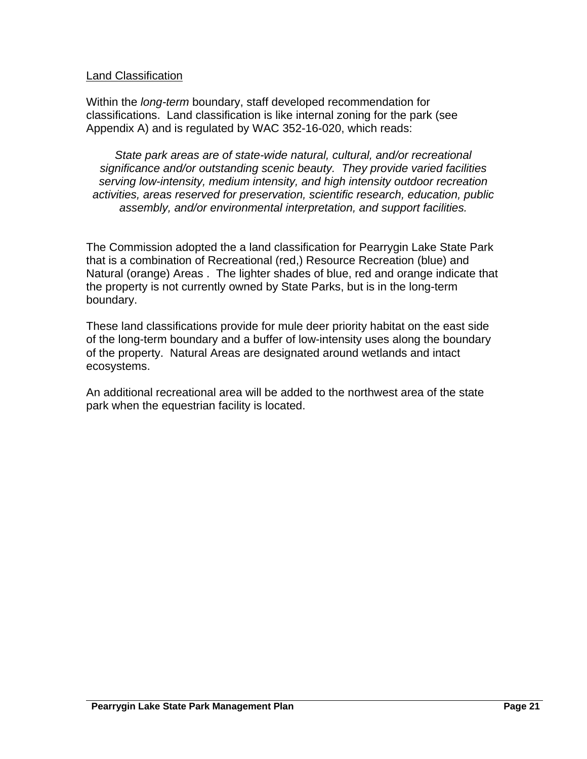Land Classification

Within the *long-term* boundary, staff developed recommendation for classifications. Land classification is like internal zoning for the park (see Appendix A) and is regulated by WAC 352-16-020, which reads:

> *State park areas are of state-wide natural, cultural, and/or recreational significance and/or outstanding scenic beauty. They provide varied facilities serving low-intensity, medium intensity, and high intensity outdoor recreation activities, areas reserved for preservation, scientific research, education, public assembly, and/or environmental interpretation, and support facilities.*

The Commission adopted the a land classification for Pearrygin Lake State Park that is a combination of Recreational (red,) Resource Recreation (blue) and Natural (orange) Areas . The lighter shades of blue, red and orange indicate that the property is not currently owned by State Parks, but is in the long-term boundary.

These land classifications provide for mule deer priority habitat on the east side of the long-term boundary and a buffer of low-intensity uses along the boundary of the property. Natural Areas are designated around wetlands and intact ecosystems.

An additional recreational area will be added to the northwest area of the state park when the equestrian facility is located.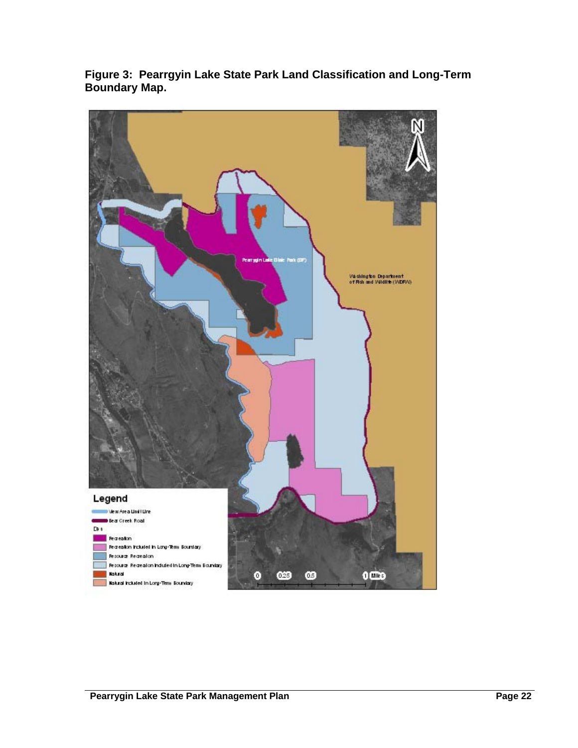**Figure 3: Pearrgyin Lake State Park Land Classification and Long-Term Boundary Map.**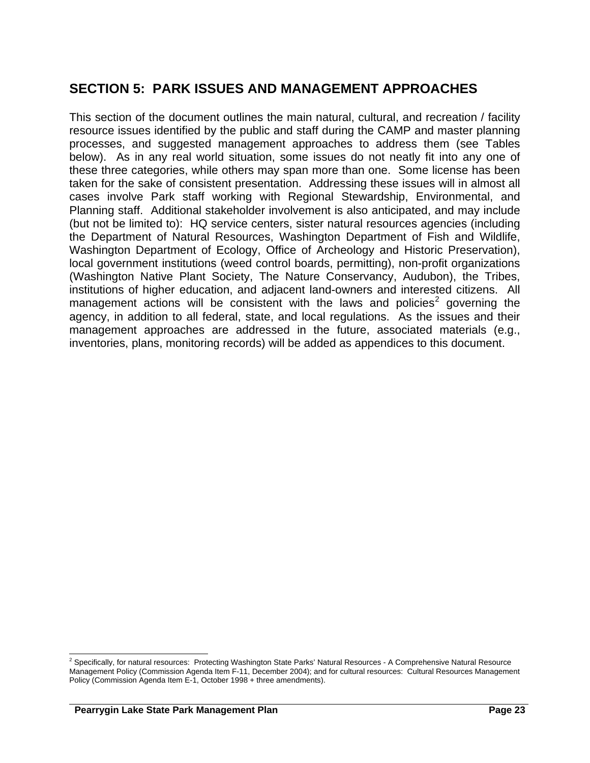## SECTION 5: PARK ISSUES AND MANAGEMENT APPROACHES

This section of the document outlines the main natural, cultural, and recreation / facility resource issues identified by the public and staff during the CAMP and master planning processes, and suggested management approaches to address them (see Tables below). As in any real world situation, some issues do not neatly fit into any one of these three categories, while others may span more than one. Some license has been taken for the sake of consistent presentation. Addressing these issues will in almost all cases involve Park staff working with Regional Stewardship, Environmental, and Planning staff. Additional stakeholder involvement is also anticipated, and may include (but not be limited to): HQ service centers, sister natural resources agencies (including the Department of Natural Resources, Washington Department of Fish and Wildlife, Washington Department of Ecology, Office of Archeology and Historic Preservation), local government institutions (weed control boards, permitting), non-profit organizations (Washington Native Plant Society, The Nature Conservancy, Audubon), the Tribes, institutions of higher education, and adjacent land-owners and interested citizens. All management actions will be consistent with the laws and policies[2] governing the agency, in addition to all federal, state, and local regulations. As the issues and their management approaches are addressed in the future, associated materials (e.g., inventories, plans, monitoring records) will be added as appendices to this document.

---

[2] Specifically, for natural resources: Protecting Washington State Parks' Natural Resources - A Comprehensive Natural Resource Management Policy (Commission Agenda Item F-11, December 2004); and for cultural resources: Cultural Resources Management Policy (Commission Agenda Item E-1, October 1998 + three amendments).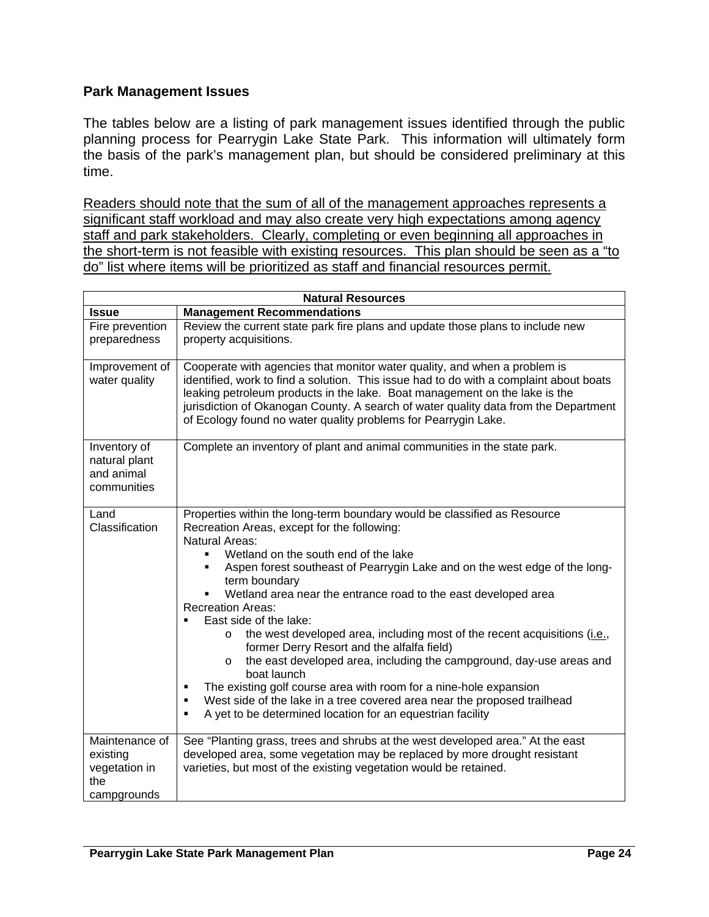### Park Management Issues

The tables below are a listing of park management issues identified through the public planning process for Pearrygin Lake State Park. This information will ultimately form the basis of the park's management plan, but should be considered preliminary at this time.

<u>Readers should note that the sum of all of the management approaches represents a significant staff workload and may also create very high expectations among agency staff and park stakeholders. Clearly, completing or even beginning all approaches in the short-term is not feasible with existing resources. This plan should be seen as a "to do" list where items will be prioritized as staff and financial resources permit.</u>

| Natural Resources | |
|---|---|
| **Issue** | **Management Recommendations** |
| Fire prevention preparedness | Review the current state park fire plans and update those plans to include new property acquisitions. |
| Improvement of water quality | Cooperate with agencies that monitor water quality, and when a problem is identified, work to find a solution. This issue had to do with a complaint about boats leaking petroleum products in the lake. Boat management on the lake is the jurisdiction of Okanogan County. A search of water quality data from the Department of Ecology found no water quality problems for Pearrygin Lake. |
| Inventory of natural plant and animal communities | Complete an inventory of plant and animal communities in the state park. |
| Land Classification | Properties within the long-term boundary would be classified as Resource Recreation Areas, except for the following:<br>Natural Areas:<br>▪ Wetland on the south end of the lake<br>▪ Aspen forest southeast of Pearrygin Lake and on the west edge of the long-term boundary<br>▪ Wetland area near the entrance road to the east developed area<br>Recreation Areas:<br>▪ East side of the lake:<br>&nbsp;&nbsp;o the west developed area, including most of the recent acquisitions (i.e., former Derry Resort and the alfalfa field)<br>&nbsp;&nbsp;o the east developed area, including the campground, day-use areas and boat launch<br>▪ The existing golf course area with room for a nine-hole expansion<br>▪ West side of the lake in a tree covered area near the proposed trailhead<br>▪ A yet to be determined location for an equestrian facility |
| Maintenance of existing vegetation in the campgrounds | See "Planting grass, trees and shrubs at the west developed area." At the east developed area, some vegetation may be replaced by more drought resistant varieties, but most of the existing vegetation would be retained. |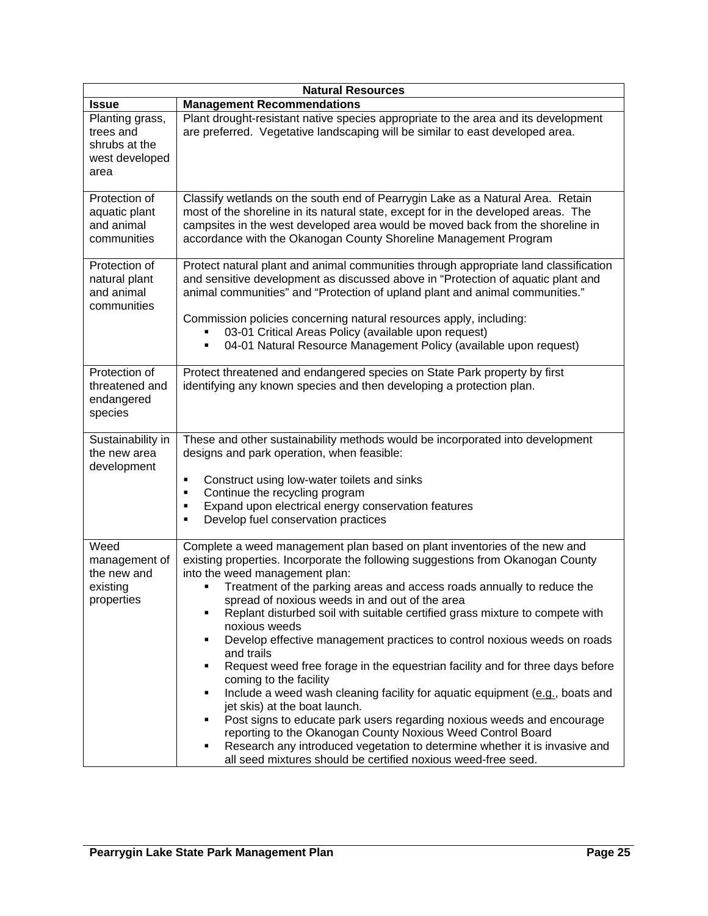| Natural Resources | |
|---|---|
| **Issue** | **Management Recommendations** |
| Planting grass, trees and shrubs at the west developed area | Plant drought-resistant native species appropriate to the area and its development are preferred. Vegetative landscaping will be similar to east developed area. |
| Protection of aquatic plant and animal communities | Classify wetlands on the south end of Pearrygin Lake as a Natural Area. Retain most of the shoreline in its natural state, except for in the developed areas. The campsites in the west developed area would be moved back from the shoreline in accordance with the Okanogan County Shoreline Management Program |
| Protection of natural plant and animal communities | Protect natural plant and animal communities through appropriate land classification and sensitive development as discussed above in "Protection of aquatic plant and animal communities" and "Protection of upland plant and animal communities."<br><br>Commission policies concerning natural resources apply, including:<br>▪ 03-01 Critical Areas Policy (available upon request)<br>▪ 04-01 Natural Resource Management Policy (available upon request) |
| Protection of threatened and endangered species | Protect threatened and endangered species on State Park property by first identifying any known species and then developing a protection plan. |
| Sustainability in the new area development | These and other sustainability methods would be incorporated into development designs and park operation, when feasible:<br><br>▪ Construct using low-water toilets and sinks<br>▪ Continue the recycling program<br>▪ Expand upon electrical energy conservation features<br>▪ Develop fuel conservation practices |
| Weed management of the new and existing properties | Complete a weed management plan based on plant inventories of the new and existing properties. Incorporate the following suggestions from Okanogan County into the weed management plan:<br>▪ Treatment of the parking areas and access roads annually to reduce the spread of noxious weeds in and out of the area<br>▪ Replant disturbed soil with suitable certified grass mixture to compete with noxious weeds<br>▪ Develop effective management practices to control noxious weeds on roads and trails<br>▪ Request weed free forage in the equestrian facility and for three days before coming to the facility<br>▪ Include a weed wash cleaning facility for aquatic equipment (e.g., boats and jet skis) at the boat launch.<br>▪ Post signs to educate park users regarding noxious weeds and encourage reporting to the Okanogan County Noxious Weed Control Board<br>▪ Research any introduced vegetation to determine whether it is invasive and all seed mixtures should be certified noxious weed-free seed. |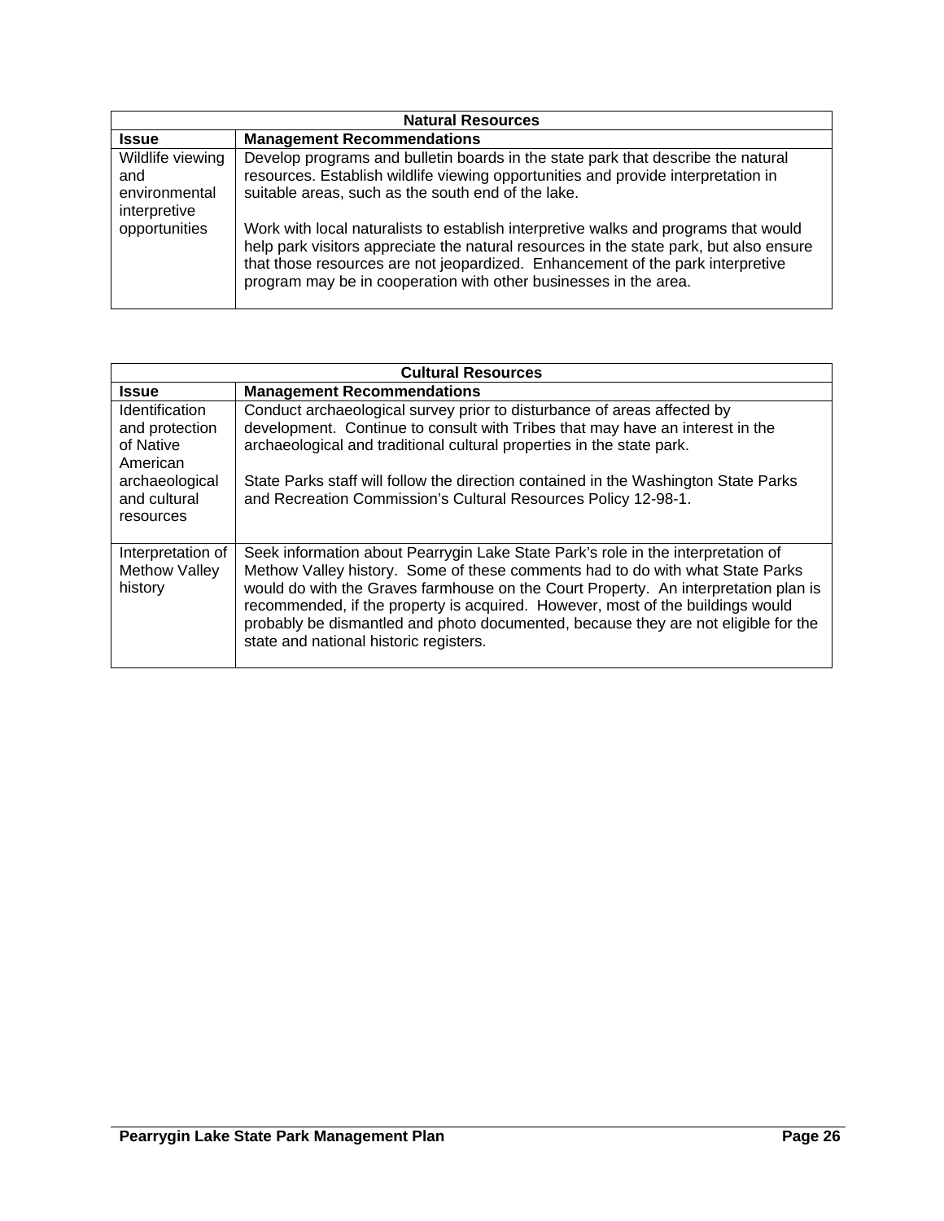| Natural Resources | |
|---|---|
| **Issue** | **Management Recommendations** |
| Wildlife viewing and environmental interpretive opportunities | Develop programs and bulletin boards in the state park that describe the natural resources. Establish wildlife viewing opportunities and provide interpretation in suitable areas, such as the south end of the lake.<br><br>Work with local naturalists to establish interpretive walks and programs that would help park visitors appreciate the natural resources in the state park, but also ensure that those resources are not jeopardized. Enhancement of the park interpretive program may be in cooperation with other businesses in the area. |

| Cultural Resources | |
|---|---|
| **Issue** | **Management Recommendations** |
| Identification and protection of Native American archaeological and cultural resources | Conduct archaeological survey prior to disturbance of areas affected by development. Continue to consult with Tribes that may have an interest in the archaeological and traditional cultural properties in the state park.<br><br>State Parks staff will follow the direction contained in the Washington State Parks and Recreation Commission's Cultural Resources Policy 12-98-1. |
| Interpretation of Methow Valley history | Seek information about Pearrygin Lake State Park's role in the interpretation of Methow Valley history. Some of these comments had to do with what State Parks would do with the Graves farmhouse on the Court Property. An interpretation plan is recommended, if the property is acquired. However, most of the buildings would probably be dismantled and photo documented, because they are not eligible for the state and national historic registers. |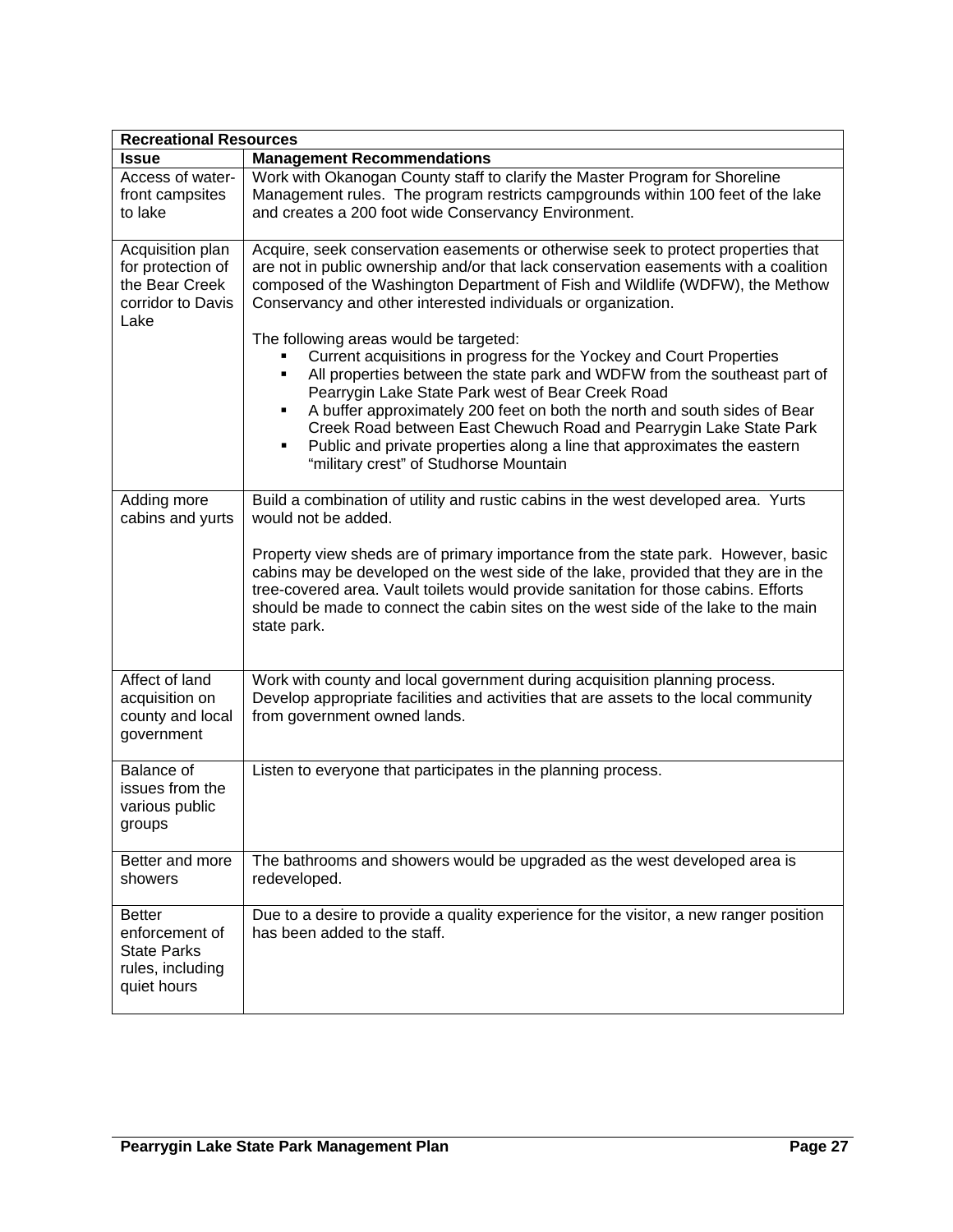| **Recreational Resources** | |
|---|---|
| **Issue** | **Management Recommendations** |
| Access of water-front campsites to lake | Work with Okanogan County staff to clarify the Master Program for Shoreline Management rules. The program restricts campgrounds within 100 feet of the lake and creates a 200 foot wide Conservancy Environment. |
| Acquisition plan for protection of the Bear Creek corridor to Davis Lake | Acquire, seek conservation easements or otherwise seek to protect properties that are not in public ownership and/or that lack conservation easements with a coalition composed of the Washington Department of Fish and Wildlife (WDFW), the Methow Conservancy and other interested individuals or organization.<br><br>The following areas would be targeted:<br>▪ Current acquisitions in progress for the Yockey and Court Properties<br>▪ All properties between the state park and WDFW from the southeast part of Pearrygin Lake State Park west of Bear Creek Road<br>▪ A buffer approximately 200 feet on both the north and south sides of Bear Creek Road between East Chewuch Road and Pearrygin Lake State Park<br>▪ Public and private properties along a line that approximates the eastern "military crest" of Studhorse Mountain |
| Adding more cabins and yurts | Build a combination of utility and rustic cabins in the west developed area. Yurts would not be added.<br><br>Property view sheds are of primary importance from the state park. However, basic cabins may be developed on the west side of the lake, provided that they are in the tree-covered area. Vault toilets would provide sanitation for those cabins. Efforts should be made to connect the cabin sites on the west side of the lake to the main state park. |
| Affect of land acquisition on county and local government | Work with county and local government during acquisition planning process. Develop appropriate facilities and activities that are assets to the local community from government owned lands. |
| Balance of issues from the various public groups | Listen to everyone that participates in the planning process. |
| Better and more showers | The bathrooms and showers would be upgraded as the west developed area is redeveloped. |
| Better enforcement of State Parks rules, including quiet hours | Due to a desire to provide a quality experience for the visitor, a new ranger position has been added to the staff. |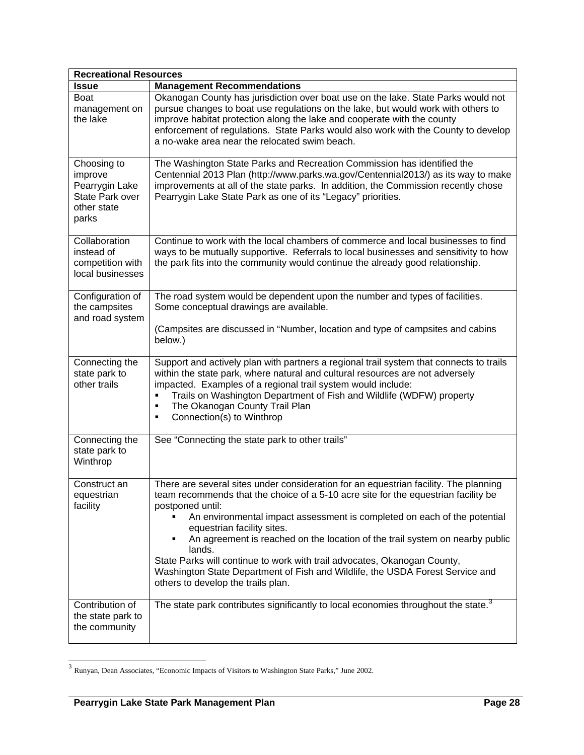| Recreational Resources | |
|---|---|
| **Issue** | **Management Recommendations** |
| Boat management on the lake | Okanogan County has jurisdiction over boat use on the lake. State Parks would not pursue changes to boat use regulations on the lake, but would work with others to improve habitat protection along the lake and cooperate with the county enforcement of regulations. State Parks would also work with the County to develop a no-wake area near the relocated swim beach. |
| Choosing to improve Pearrygin Lake State Park over other state parks | The Washington State Parks and Recreation Commission has identified the Centennial 2013 Plan (http://www.parks.wa.gov/Centennial2013/) as its way to make improvements at all of the state parks. In addition, the Commission recently chose Pearrygin Lake State Park as one of its "Legacy" priorities. |
| Collaboration instead of competition with local businesses | Continue to work with the local chambers of commerce and local businesses to find ways to be mutually supportive. Referrals to local businesses and sensitivity to how the park fits into the community would continue the already good relationship. |
| Configuration of the campsites and road system | The road system would be dependent upon the number and types of facilities. Some conceptual drawings are available.<br><br>(Campsites are discussed in "Number, location and type of campsites and cabins below.) |
| Connecting the state park to other trails | Support and actively plan with partners a regional trail system that connects to trails within the state park, where natural and cultural resources are not adversely impacted. Examples of a regional trail system would include:<br>▪ Trails on Washington Department of Fish and Wildlife (WDFW) property<br>▪ The Okanogan County Trail Plan<br>▪ Connection(s) to Winthrop |
| Connecting the state park to Winthrop | See "Connecting the state park to other trails" |
| Construct an equestrian facility | There are several sites under consideration for an equestrian facility. The planning team recommends that the choice of a 5-10 acre site for the equestrian facility be postponed until:<br>▪ An environmental impact assessment is completed on each of the potential equestrian facility sites.<br>▪ An agreement is reached on the location of the trail system on nearby public lands.<br>State Parks will continue to work with trail advocates, Okanogan County, Washington State Department of Fish and Wildlife, the USDA Forest Service and others to develop the trails plan. |
| Contribution of the state park to the community | The state park contributes significantly to local economies throughout the state.[3] |

[3] Runyan, Dean Associates, "Economic Impacts of Visitors to Washington State Parks," June 2002.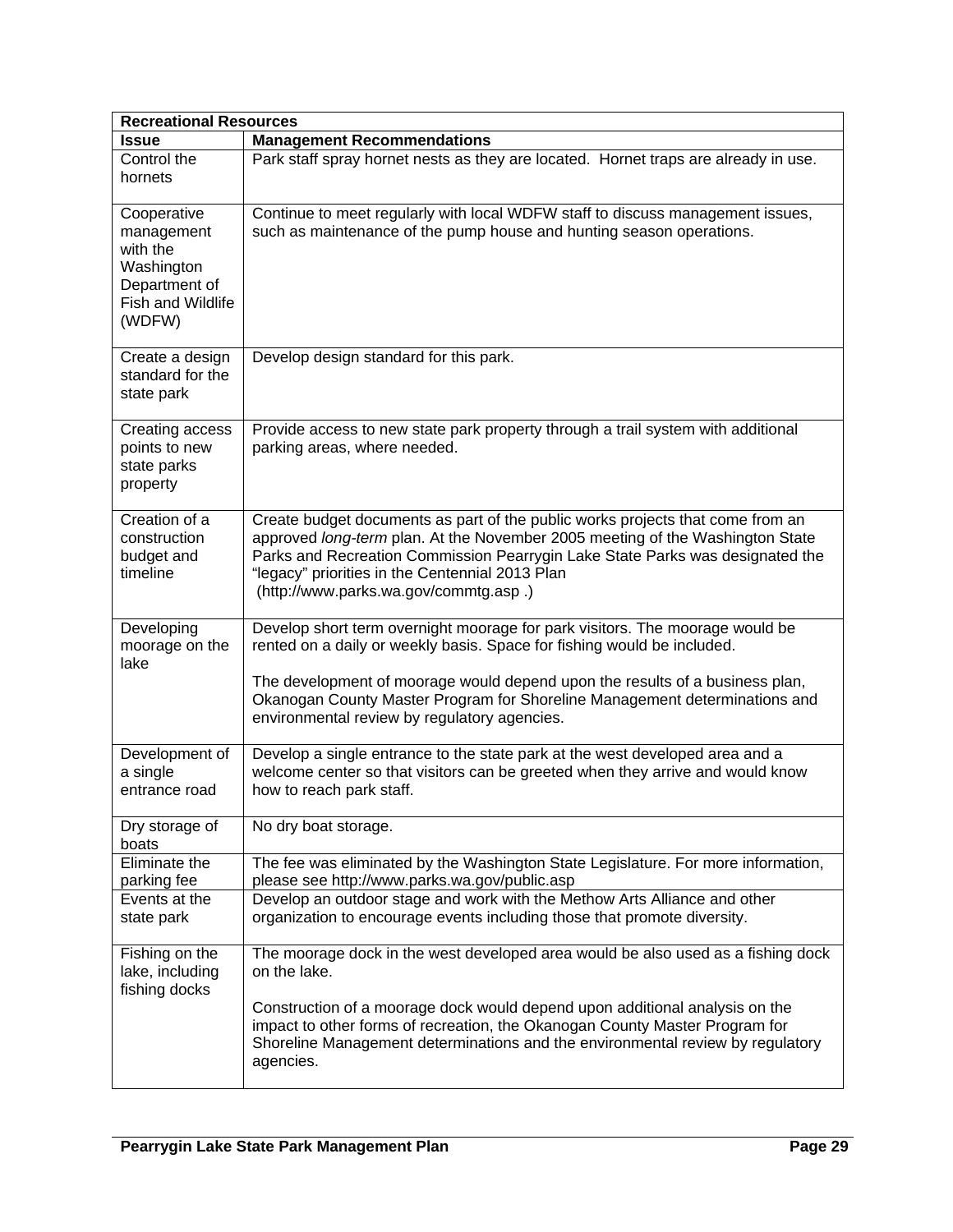| Recreational Resources | |
|---|---|
| **Issue** | **Management Recommendations** |
| Control the hornets | Park staff spray hornet nests as they are located. Hornet traps are already in use. |
| Cooperative management with the Washington Department of Fish and Wildlife (WDFW) | Continue to meet regularly with local WDFW staff to discuss management issues, such as maintenance of the pump house and hunting season operations. |
| Create a design standard for the state park | Develop design standard for this park. |
| Creating access points to new state parks property | Provide access to new state park property through a trail system with additional parking areas, where needed. |
| Creation of a construction budget and timeline | Create budget documents as part of the public works projects that come from an approved *long-term* plan. At the November 2005 meeting of the Washington State Parks and Recreation Commission Pearrygin Lake State Parks was designated the "legacy" priorities in the Centennial 2013 Plan (http://www.parks.wa.gov/commtg.asp .) |
| Developing moorage on the lake | Develop short term overnight moorage for park visitors. The moorage would be rented on a daily or weekly basis. Space for fishing would be included.<br><br>The development of moorage would depend upon the results of a business plan, Okanogan County Master Program for Shoreline Management determinations and environmental review by regulatory agencies. |
| Development of a single entrance road | Develop a single entrance to the state park at the west developed area and a welcome center so that visitors can be greeted when they arrive and would know how to reach park staff. |
| Dry storage of boats | No dry boat storage. |
| Eliminate the parking fee | The fee was eliminated by the Washington State Legislature. For more information, please see http://www.parks.wa.gov/public.asp |
| Events at the state park | Develop an outdoor stage and work with the Methow Arts Alliance and other organization to encourage events including those that promote diversity. |
| Fishing on the lake, including fishing docks | The moorage dock in the west developed area would be also used as a fishing dock on the lake.<br><br>Construction of a moorage dock would depend upon additional analysis on the impact to other forms of recreation, the Okanogan County Master Program for Shoreline Management determinations and the environmental review by regulatory agencies. |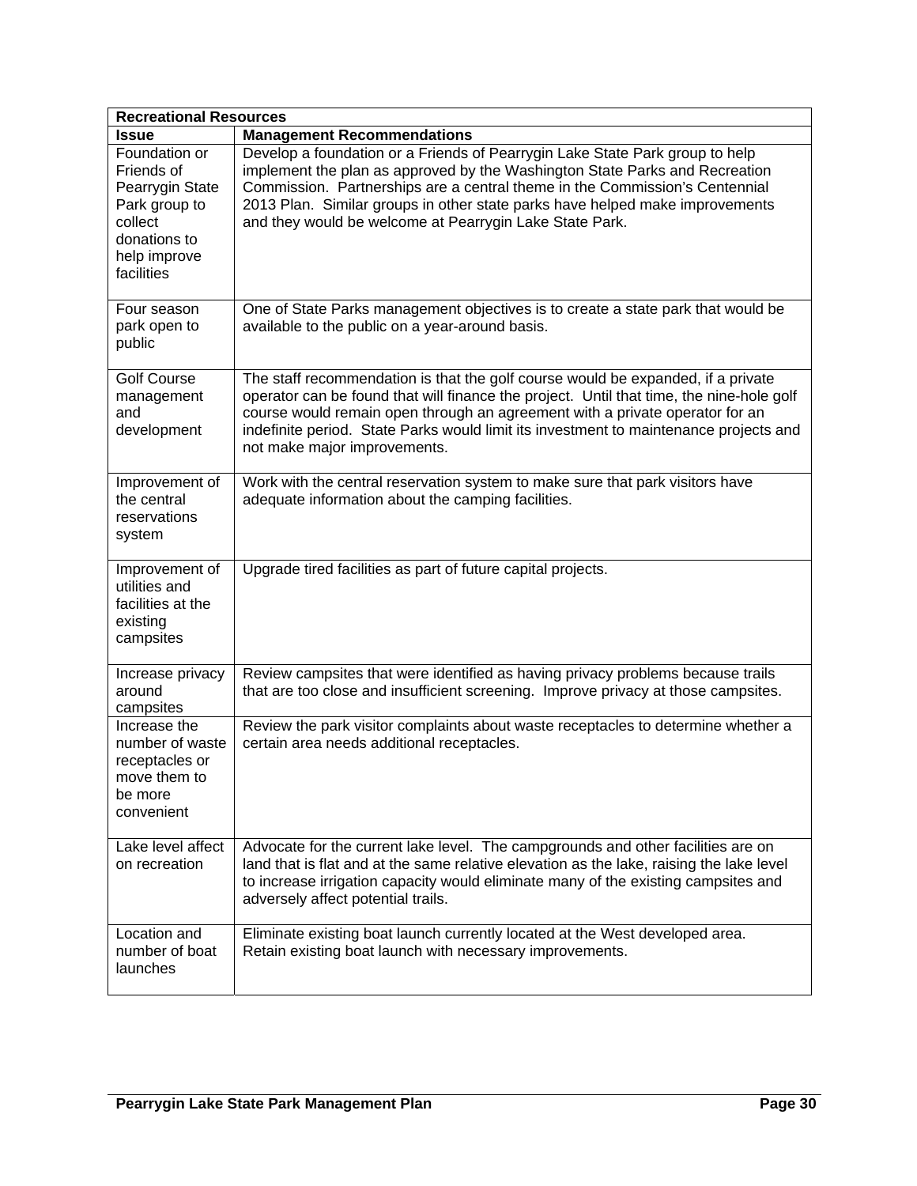| Recreational Resources | |
|---|---|
| **Issue** | **Management Recommendations** |
| Foundation or Friends of Pearrygin State Park group to collect donations to help improve facilities | Develop a foundation or a Friends of Pearrygin Lake State Park group to help implement the plan as approved by the Washington State Parks and Recreation Commission. Partnerships are a central theme in the Commission's Centennial 2013 Plan. Similar groups in other state parks have helped make improvements and they would be welcome at Pearrygin Lake State Park. |
| Four season park open to public | One of State Parks management objectives is to create a state park that would be available to the public on a year-around basis. |
| Golf Course management and development | The staff recommendation is that the golf course would be expanded, if a private operator can be found that will finance the project. Until that time, the nine-hole golf course would remain open through an agreement with a private operator for an indefinite period. State Parks would limit its investment to maintenance projects and not make major improvements. |
| Improvement of the central reservations system | Work with the central reservation system to make sure that park visitors have adequate information about the camping facilities. |
| Improvement of utilities and facilities at the existing campsites | Upgrade tired facilities as part of future capital projects. |
| Increase privacy around campsites | Review campsites that were identified as having privacy problems because trails that are too close and insufficient screening. Improve privacy at those campsites. |
| Increase the number of waste receptacles or move them to be more convenient | Review the park visitor complaints about waste receptacles to determine whether a certain area needs additional receptacles. |
| Lake level affect on recreation | Advocate for the current lake level. The campgrounds and other facilities are on land that is flat and at the same relative elevation as the lake, raising the lake level to increase irrigation capacity would eliminate many of the existing campsites and adversely affect potential trails. |
| Location and number of boat launches | Eliminate existing boat launch currently located at the West developed area. Retain existing boat launch with necessary improvements. |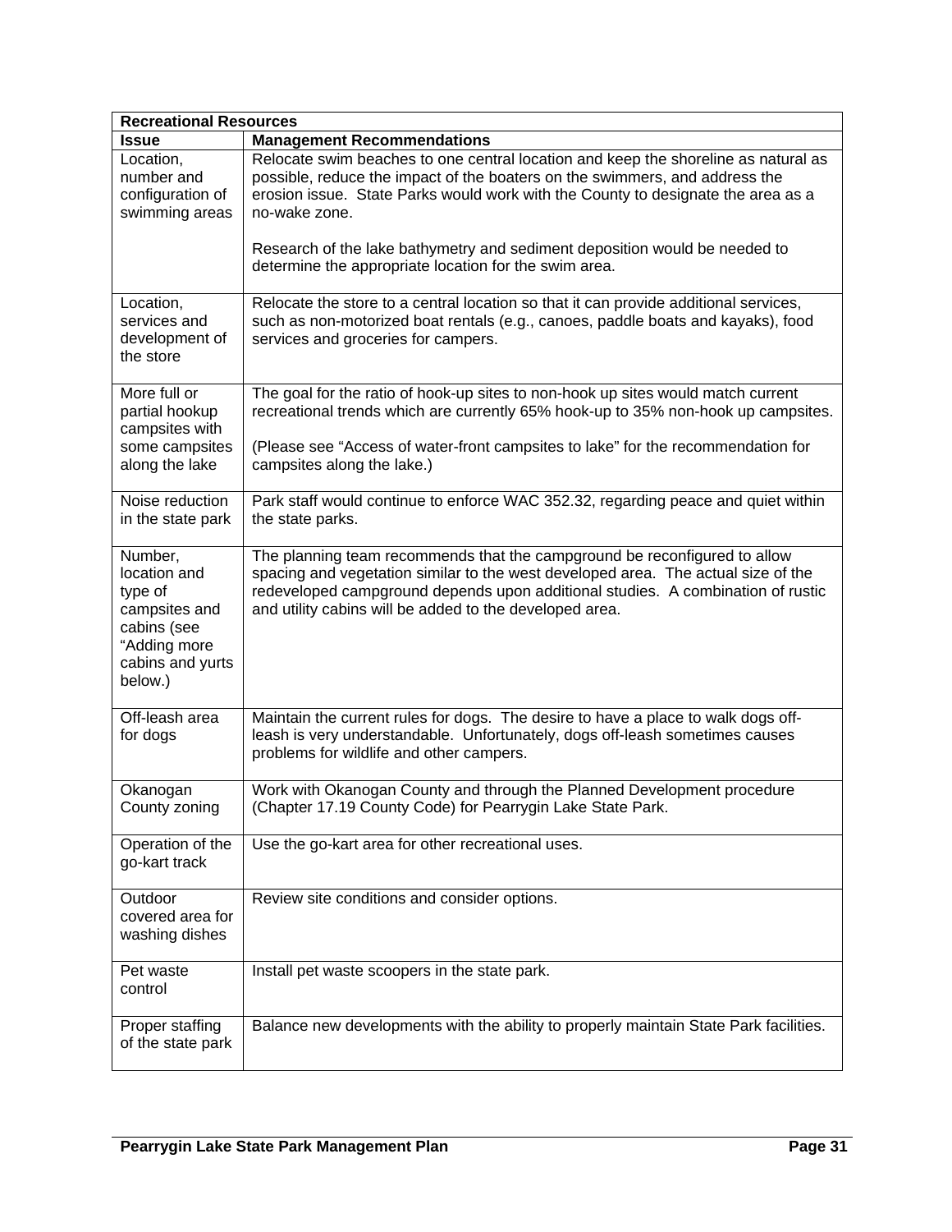| Recreational Resources | |
|---|---|
| **Issue** | **Management Recommendations** |
| Location, number and configuration of swimming areas | Relocate swim beaches to one central location and keep the shoreline as natural as possible, reduce the impact of the boaters on the swimmers, and address the erosion issue. State Parks would work with the County to designate the area as a no-wake zone.<br><br>Research of the lake bathymetry and sediment deposition would be needed to determine the appropriate location for the swim area. |
| Location, services and development of the store | Relocate the store to a central location so that it can provide additional services, such as non-motorized boat rentals (e.g., canoes, paddle boats and kayaks), food services and groceries for campers. |
| More full or partial hookup campsites with some campsites along the lake | The goal for the ratio of hook-up sites to non-hook up sites would match current recreational trends which are currently 65% hook-up to 35% non-hook up campsites.<br><br>(Please see "Access of water-front campsites to lake" for the recommendation for campsites along the lake.) |
| Noise reduction in the state park | Park staff would continue to enforce WAC 352.32, regarding peace and quiet within the state parks. |
| Number, location and type of campsites and cabins (see "Adding more cabins and yurts below.) | The planning team recommends that the campground be reconfigured to allow spacing and vegetation similar to the west developed area. The actual size of the redeveloped campground depends upon additional studies. A combination of rustic and utility cabins will be added to the developed area. |
| Off-leash area for dogs | Maintain the current rules for dogs. The desire to have a place to walk dogs off-leash is very understandable. Unfortunately, dogs off-leash sometimes causes problems for wildlife and other campers. |
| Okanogan County zoning | Work with Okanogan County and through the Planned Development procedure (Chapter 17.19 County Code) for Pearrygin Lake State Park. |
| Operation of the go-kart track | Use the go-kart area for other recreational uses. |
| Outdoor covered area for washing dishes | Review site conditions and consider options. |
| Pet waste control | Install pet waste scoopers in the state park. |
| Proper staffing of the state park | Balance new developments with the ability to properly maintain State Park facilities. |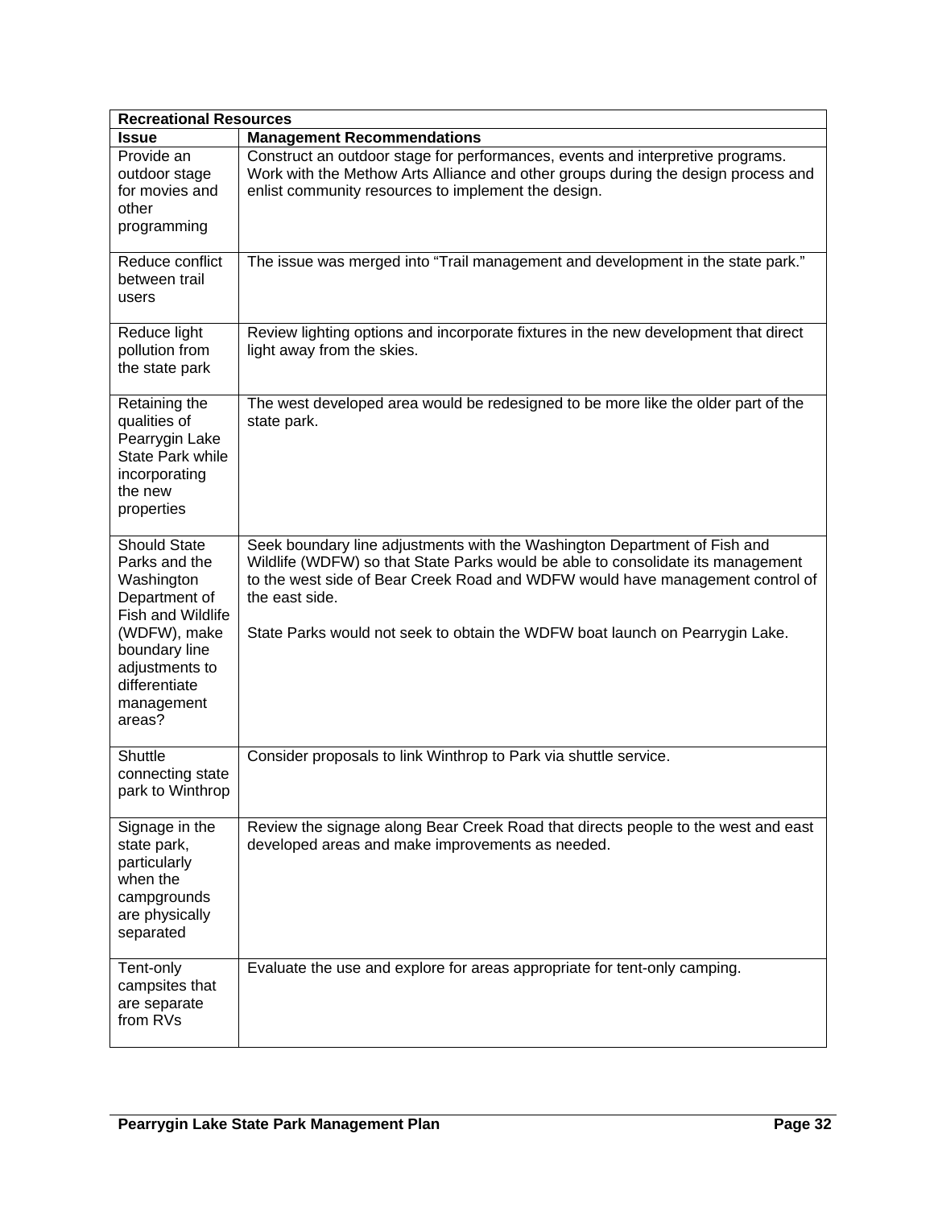| Recreational Resources | |
|---|---|
| **Issue** | **Management Recommendations** |
| Provide an outdoor stage for movies and other programming | Construct an outdoor stage for performances, events and interpretive programs. Work with the Methow Arts Alliance and other groups during the design process and enlist community resources to implement the design. |
| Reduce conflict between trail users | The issue was merged into “Trail management and development in the state park.” |
| Reduce light pollution from the state park | Review lighting options and incorporate fixtures in the new development that direct light away from the skies. |
| Retaining the qualities of Pearrygin Lake State Park while incorporating the new properties | The west developed area would be redesigned to be more like the older part of the state park. |
| Should State Parks and the Washington Department of Fish and Wildlife (WDFW), make boundary line adjustments to differentiate management areas? | Seek boundary line adjustments with the Washington Department of Fish and Wildlife (WDFW) so that State Parks would be able to consolidate its management to the west side of Bear Creek Road and WDFW would have management control of the east side.<br><br>State Parks would not seek to obtain the WDFW boat launch on Pearrygin Lake. |
| Shuttle connecting state park to Winthrop | Consider proposals to link Winthrop to Park via shuttle service. |
| Signage in the state park, particularly when the campgrounds are physically separated | Review the signage along Bear Creek Road that directs people to the west and east developed areas and make improvements as needed. |
| Tent-only campsites that are separate from RVs | Evaluate the use and explore for areas appropriate for tent-only camping. |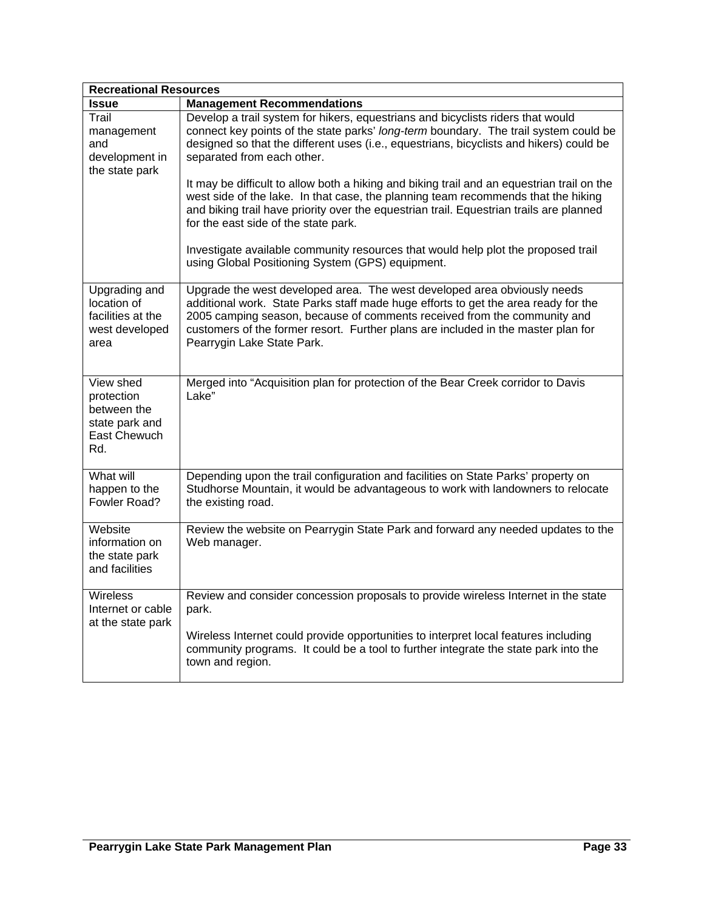| Recreational Resources | |
|---|---|
| **Issue** | **Management Recommendations** |
| Trail management and development in the state park | Develop a trail system for hikers, equestrians and bicyclists riders that would connect key points of the state parks' *long-term* boundary. The trail system could be designed so that the different uses (i.e., equestrians, bicyclists and hikers) could be separated from each other.<br><br>It may be difficult to allow both a hiking and biking trail and an equestrian trail on the west side of the lake. In that case, the planning team recommends that the hiking and biking trail have priority over the equestrian trail. Equestrian trails are planned for the east side of the state park.<br><br>Investigate available community resources that would help plot the proposed trail using Global Positioning System (GPS) equipment. |
| Upgrading and location of facilities at the west developed area | Upgrade the west developed area. The west developed area obviously needs additional work. State Parks staff made huge efforts to get the area ready for the 2005 camping season, because of comments received from the community and customers of the former resort. Further plans are included in the master plan for Pearrygin Lake State Park. |
| View shed protection between the state park and East Chewuch Rd. | Merged into "Acquisition plan for protection of the Bear Creek corridor to Davis Lake" |
| What will happen to the Fowler Road? | Depending upon the trail configuration and facilities on State Parks' property on Studhorse Mountain, it would be advantageous to work with landowners to relocate the existing road. |
| Website information on the state park and facilities | Review the website on Pearrygin State Park and forward any needed updates to the Web manager. |
| Wireless Internet or cable at the state park | Review and consider concession proposals to provide wireless Internet in the state park.<br><br>Wireless Internet could provide opportunities to interpret local features including community programs. It could be a tool to further integrate the state park into the town and region. |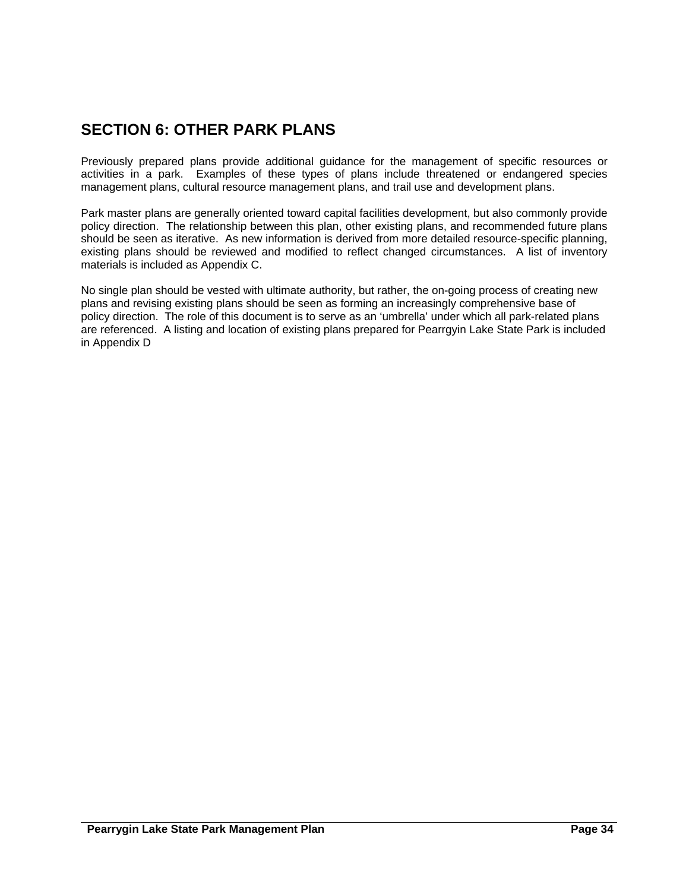## SECTION 6: OTHER PARK PLANS

Previously prepared plans provide additional guidance for the management of specific resources or activities in a park. Examples of these types of plans include threatened or endangered species management plans, cultural resource management plans, and trail use and development plans.

Park master plans are generally oriented toward capital facilities development, but also commonly provide policy direction. The relationship between this plan, other existing plans, and recommended future plans should be seen as iterative. As new information is derived from more detailed resource-specific planning, existing plans should be reviewed and modified to reflect changed circumstances. A list of inventory materials is included as Appendix C.

No single plan should be vested with ultimate authority, but rather, the on-going process of creating new plans and revising existing plans should be seen as forming an increasingly comprehensive base of policy direction. The role of this document is to serve as an 'umbrella' under which all park-related plans are referenced. A listing and location of existing plans prepared for Pearrgyin Lake State Park is included in Appendix D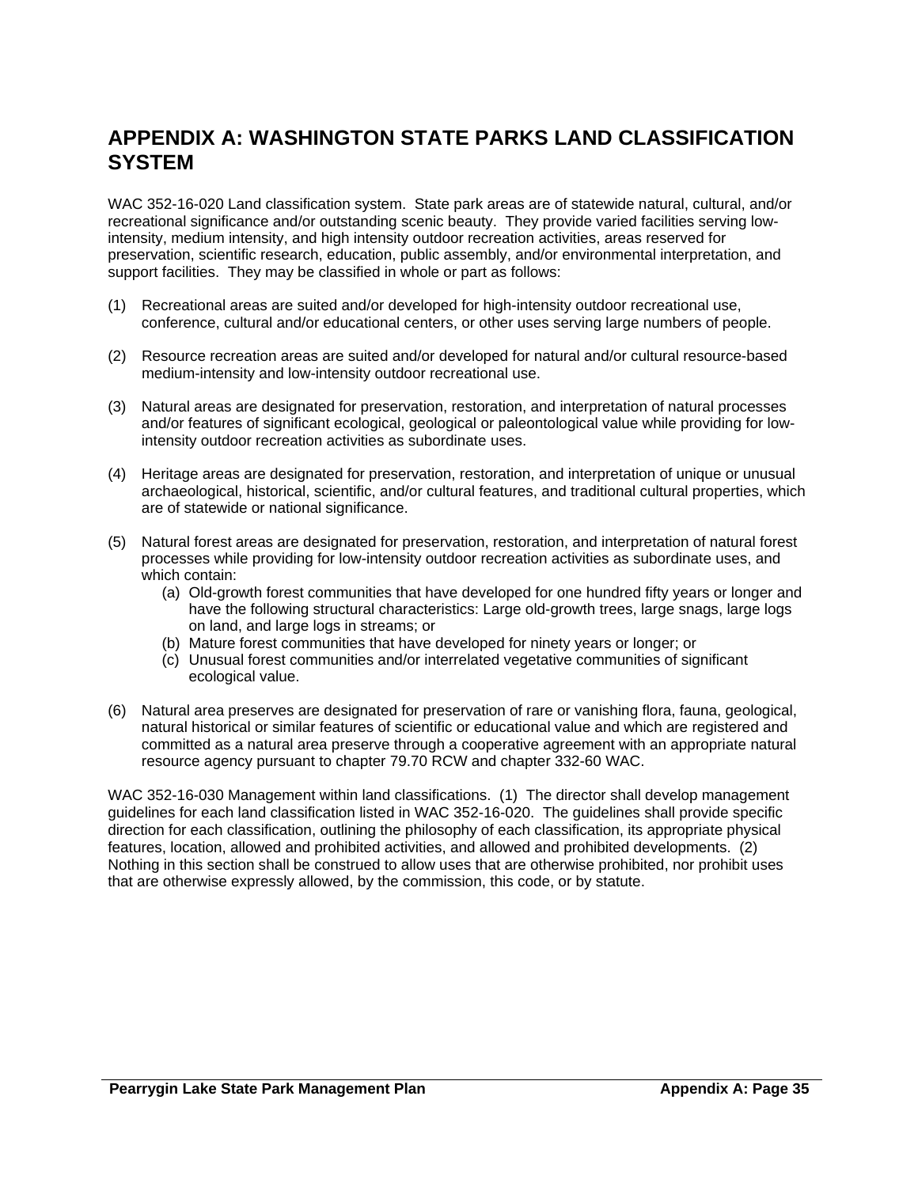# APPENDIX A: WASHINGTON STATE PARKS LAND CLASSIFICATION SYSTEM

WAC 352-16-020 Land classification system. State park areas are of statewide natural, cultural, and/or recreational significance and/or outstanding scenic beauty. They provide varied facilities serving low-intensity, medium intensity, and high intensity outdoor recreation activities, areas reserved for preservation, scientific research, education, public assembly, and/or environmental interpretation, and support facilities. They may be classified in whole or part as follows:

(1) Recreational areas are suited and/or developed for high-intensity outdoor recreational use, conference, cultural and/or educational centers, or other uses serving large numbers of people.

(2) Resource recreation areas are suited and/or developed for natural and/or cultural resource-based medium-intensity and low-intensity outdoor recreational use.

(3) Natural areas are designated for preservation, restoration, and interpretation of natural processes and/or features of significant ecological, geological or paleontological value while providing for low-intensity outdoor recreation activities as subordinate uses.

(4) Heritage areas are designated for preservation, restoration, and interpretation of unique or unusual archaeological, historical, scientific, and/or cultural features, and traditional cultural properties, which are of statewide or national significance.

(5) Natural forest areas are designated for preservation, restoration, and interpretation of natural forest processes while providing for low-intensity outdoor recreation activities as subordinate uses, and which contain:
   (a) Old-growth forest communities that have developed for one hundred fifty years or longer and have the following structural characteristics: Large old-growth trees, large snags, large logs on land, and large logs in streams; or
   (b) Mature forest communities that have developed for ninety years or longer; or
   (c) Unusual forest communities and/or interrelated vegetative communities of significant ecological value.

(6) Natural area preserves are designated for preservation of rare or vanishing flora, fauna, geological, natural historical or similar features of scientific or educational value and which are registered and committed as a natural area preserve through a cooperative agreement with an appropriate natural resource agency pursuant to chapter 79.70 RCW and chapter 332-60 WAC.

WAC 352-16-030 Management within land classifications. (1) The director shall develop management guidelines for each land classification listed in WAC 352-16-020. The guidelines shall provide specific direction for each classification, outlining the philosophy of each classification, its appropriate physical features, location, allowed and prohibited activities, and allowed and prohibited developments. (2) Nothing in this section shall be construed to allow uses that are otherwise prohibited, nor prohibit uses that are otherwise expressly allowed, by the commission, this code, or by statute.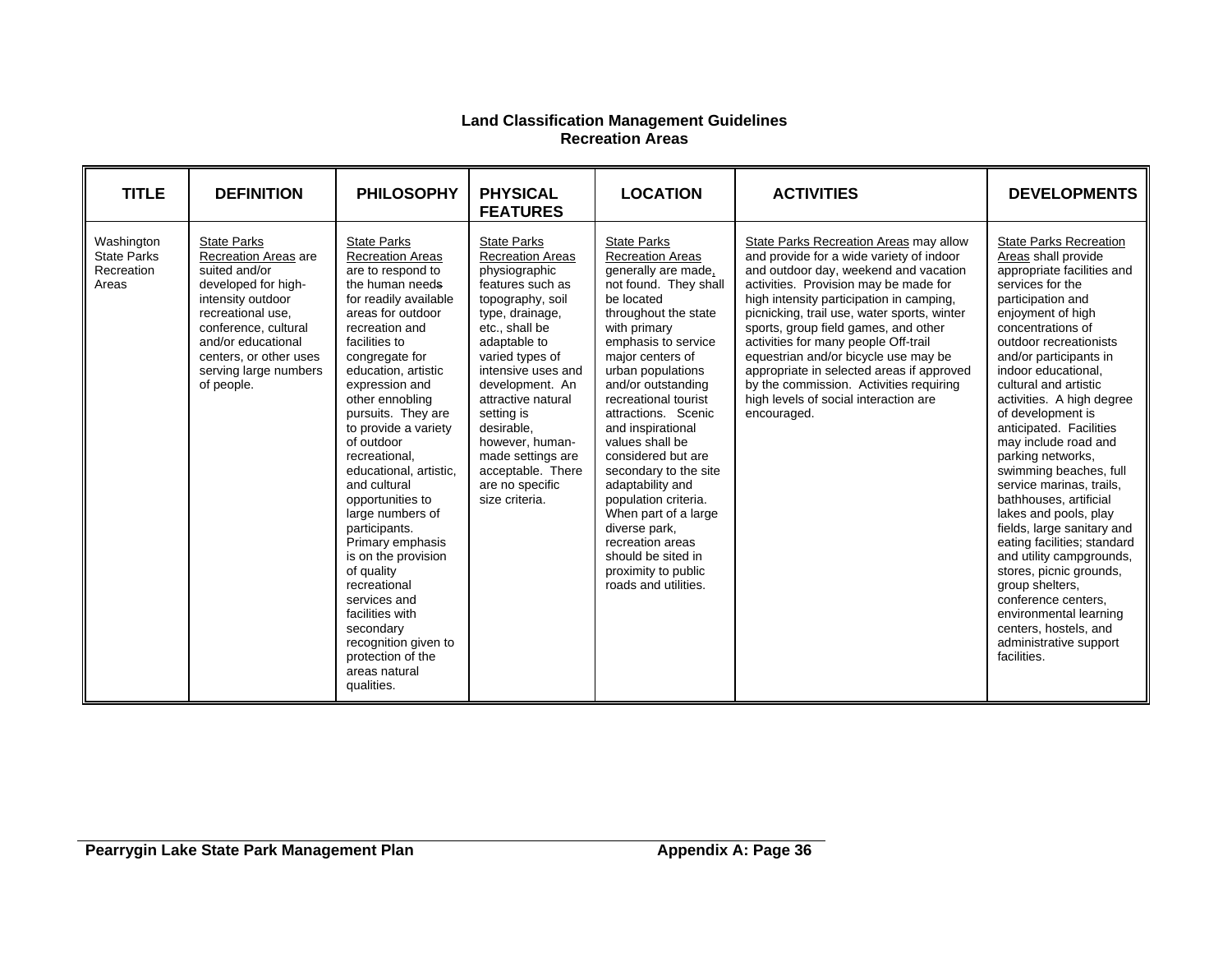**Land Classification Management Guidelines**
**Recreation Areas**

| TITLE | DEFINITION | PHILOSOPHY | PHYSICAL FEATURES | LOCATION | ACTIVITIES | DEVELOPMENTS |
|---|---|---|---|---|---|---|
| Washington State Parks Recreation Areas | State Parks Recreation Areas are suited and/or developed for high-intensity outdoor recreational use, conference, cultural and/or educational centers, or other uses serving large numbers of people. | State Parks Recreation Areas are to respond to the human needs for readily available areas for outdoor recreation and facilities to congregate for education, artistic expression and other ennobling pursuits. They are to provide a variety of outdoor recreational, educational, artistic, and cultural opportunities to large numbers of participants. Primary emphasis is on the provision of quality recreational services and facilities with secondary recognition given to protection of the areas natural qualities. | State Parks Recreation Areas physiographic features such as topography, soil type, drainage, etc., shall be adaptable to varied types of intensive uses and development. An attractive natural setting is desirable, however, human-made settings are acceptable. There are no specific size criteria. | State Parks Recreation Areas generally are made, not found. They shall be located throughout the state with primary emphasis to service major centers of urban populations and/or outstanding recreational tourist attractions. Scenic and inspirational values shall be considered but are secondary to the site adaptability and population criteria. When part of a large diverse park, recreation areas should be sited in proximity to public roads and utilities. | State Parks Recreation Areas may allow and provide for a wide variety of indoor and outdoor day, weekend and vacation activities. Provision may be made for high intensity participation in camping, picnicking, trail use, water sports, winter sports, group field games, and other activities for many people Off-trail equestrian and/or bicycle use may be appropriate in selected areas if approved by the commission. Activities requiring high levels of social interaction are encouraged. | State Parks Recreation Areas shall provide appropriate facilities and services for the participation and enjoyment of high concentrations of outdoor recreationists and/or participants in indoor educational, cultural and artistic activities. A high degree of development is anticipated. Facilities may include road and parking networks, swimming beaches, full service marinas, trails, bathhouses, artificial lakes and pools, play fields, large sanitary and eating facilities; standard and utility campgrounds, stores, picnic grounds, group shelters, conference centers, environmental learning centers, hostels, and administrative support facilities. |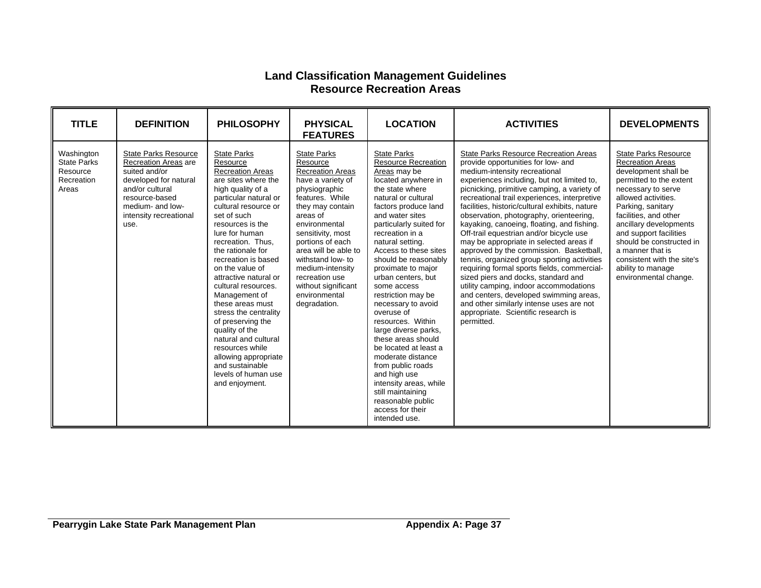# Land Classification Management Guidelines
## Resource Recreation Areas

| TITLE | DEFINITION | PHILOSOPHY | PHYSICAL FEATURES | LOCATION | ACTIVITIES | DEVELOPMENTS |
|---|---|---|---|---|---|---|
| Washington State Parks Resource Recreation Areas | State Parks Resource Recreation Areas are suited and/or developed for natural and/or cultural resource-based medium- and low-intensity recreational use. | State Parks Resource Recreation Areas are sites where the high quality of a particular natural or cultural resource or set of such resources is the lure for human recreation. Thus, the rationale for recreation is based on the value of attractive natural or cultural resources. Management of these areas must stress the centrality of preserving the quality of the natural and cultural resources while allowing appropriate and sustainable levels of human use and enjoyment. | State Parks Resource Recreation Areas have a variety of physiographic features. While they may contain areas of environmental sensitivity, most portions of each area will be able to withstand low- to medium-intensity recreation use without significant environmental degradation. | State Parks Resource Recreation Areas may be located anywhere in the state where natural or cultural factors produce land and water sites particularly suited for recreation in a natural setting. Access to these sites should be reasonably proximate to major urban centers, but some access restriction may be necessary to avoid overuse of resources. Within large diverse parks, these areas should be located at least a moderate distance from public roads and high use intensity areas, while still maintaining reasonable public access for their intended use. | State Parks Resource Recreation Areas provide opportunities for low- and medium-intensity recreational experiences including, but not limited to, picnicking, primitive camping, a variety of recreational trail experiences, interpretive facilities, historic/cultural exhibits, nature observation, photography, orienteering, kayaking, canoeing, floating, and fishing. Off-trail equestrian and/or bicycle use may be appropriate in selected areas if approved by the commission. Basketball, tennis, organized group sporting activities requiring formal sports fields, commercial-sized piers and docks, standard and utility camping, indoor accommodations and centers, developed swimming areas, and other similarly intense uses are not appropriate. Scientific research is permitted. | State Parks Resource Recreation Areas development shall be permitted to the extent necessary to serve allowed activities. Parking, sanitary facilities, and other ancillary developments and support facilities should be constructed in a manner that is consistent with the site's ability to manage environmental change. |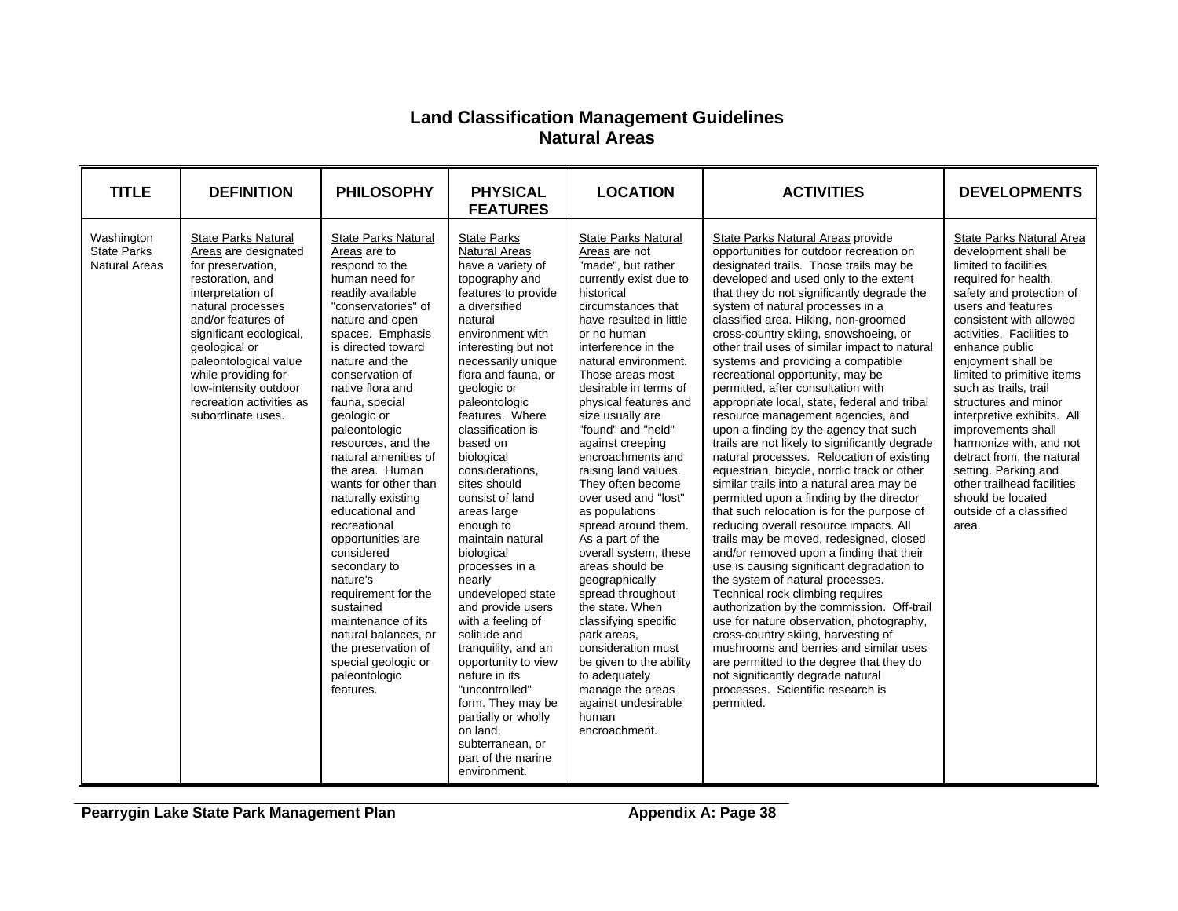# Land Classification Management Guidelines
## Natural Areas

| TITLE | DEFINITION | PHILOSOPHY | PHYSICAL FEATURES | LOCATION | ACTIVITIES | DEVELOPMENTS |
|---|---|---|---|---|---|---|
| Washington State Parks Natural Areas | State Parks Natural Areas are designated for preservation, restoration, and interpretation of natural processes and/or features of significant ecological, geological or paleontological value while providing for low-intensity outdoor recreation activities as subordinate uses. | State Parks Natural Areas are to respond to the human need for readily available "conservatories" of nature and open spaces. Emphasis is directed toward nature and the conservation of native flora and fauna, special geologic or paleontologic resources, and the natural amenities of the area. Human wants for other than naturally existing educational and recreational opportunities are considered secondary to nature's requirement for the sustained maintenance of its natural balances, or the preservation of special geologic or paleontologic features. | State Parks Natural Areas have a variety of topography and features to provide a diversified natural environment with interesting but not necessarily unique flora and fauna, or geologic or paleontologic features. Where classification is based on biological considerations, sites should consist of land areas large enough to maintain natural biological processes in a nearly undeveloped state and provide users with a feeling of solitude and tranquility, and an opportunity to view nature in its "uncontrolled" form. They may be partially or wholly on land, subterranean, or part of the marine environment. | State Parks Natural Areas are not "made", but rather currently exist due to historical circumstances that have resulted in little or no human interference in the natural environment. Those areas most desirable in terms of physical features and size usually are "found" and "held" against creeping encroachments and raising land values. They often become over used and "lost" as populations spread around them. As a part of the overall system, these areas should be geographically spread throughout the state. When classifying specific park areas, consideration must be given to the ability to adequately manage the areas against undesirable human encroachment. | State Parks Natural Areas provide opportunities for outdoor recreation on designated trails. Those trails may be developed and used only to the extent that they do not significantly degrade the system of natural processes in a classified area. Hiking, non-groomed cross-country skiing, snowshoeing, or other trail uses of similar impact to natural systems and providing a compatible recreational opportunity, may be permitted, after consultation with appropriate local, state, federal and tribal resource management agencies, and upon a finding by the agency that such trails are not likely to significantly degrade natural processes. Relocation of existing equestrian, bicycle, nordic track or other similar trails into a natural area may be permitted upon a finding by the director that such relocation is for the purpose of reducing overall resource impacts. All trails may be moved, redesigned, closed and/or removed upon a finding that their use is causing significant degradation to the system of natural processes. Technical rock climbing requires authorization by the commission. Off-trail use for nature observation, photography, cross-country skiing, harvesting of mushrooms and berries and similar uses are permitted to the degree that they do not significantly degrade natural processes. Scientific research is permitted. | State Parks Natural Area development shall be limited to facilities required for health, safety and protection of users and features consistent with allowed activities. Facilities to enhance public enjoyment shall be limited to primitive items such as trails, trail structures and minor interpretive exhibits. All improvements shall harmonize with, and not detract from, the natural setting. Parking and other trailhead facilities should be located outside of a classified area. |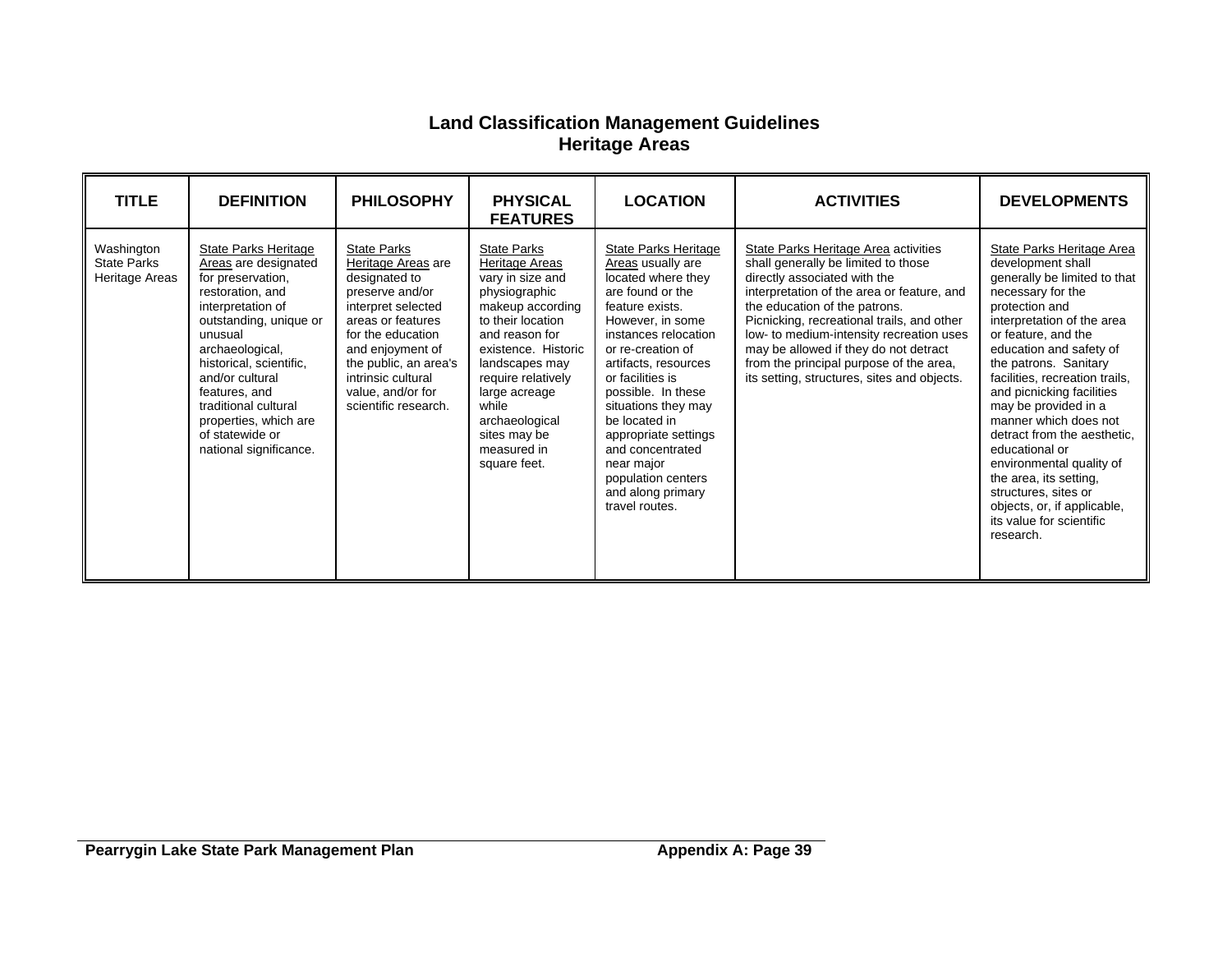# Land Classification Management Guidelines
## Heritage Areas

| TITLE | DEFINITION | PHILOSOPHY | PHYSICAL FEATURES | LOCATION | ACTIVITIES | DEVELOPMENTS |
|---|---|---|---|---|---|---|
| Washington State Parks Heritage Areas | State Parks Heritage Areas are designated for preservation, restoration, and interpretation of outstanding, unique or unusual archaeological, historical, scientific, and/or cultural features, and traditional cultural properties, which are of statewide or national significance. | State Parks Heritage Areas are designated to preserve and/or interpret selected areas or features for the education and enjoyment of the public, an area's intrinsic cultural value, and/or for scientific research. | State Parks Heritage Areas vary in size and physiographic makeup according to their location and reason for existence. Historic landscapes may require relatively large acreage while archaeological sites may be measured in square feet. | State Parks Heritage Areas usually are located where they are found or the feature exists. However, in some instances relocation or re-creation of artifacts, resources or facilities is possible. In these situations they may be located in appropriate settings and concentrated near major population centers and along primary travel routes. | State Parks Heritage Area activities shall generally be limited to those directly associated with the interpretation of the area or feature, and the education of the patrons. Picnicking, recreational trails, and other low- to medium-intensity recreation uses may be allowed if they do not detract from the principal purpose of the area, its setting, structures, sites and objects. | State Parks Heritage Area development shall generally be limited to that necessary for the protection and interpretation of the area or feature, and the education and safety of the patrons. Sanitary facilities, recreation trails, and picnicking facilities may be provided in a manner which does not detract from the aesthetic, educational or environmental quality of the area, its setting, structures, sites or objects, or, if applicable, its value for scientific research. |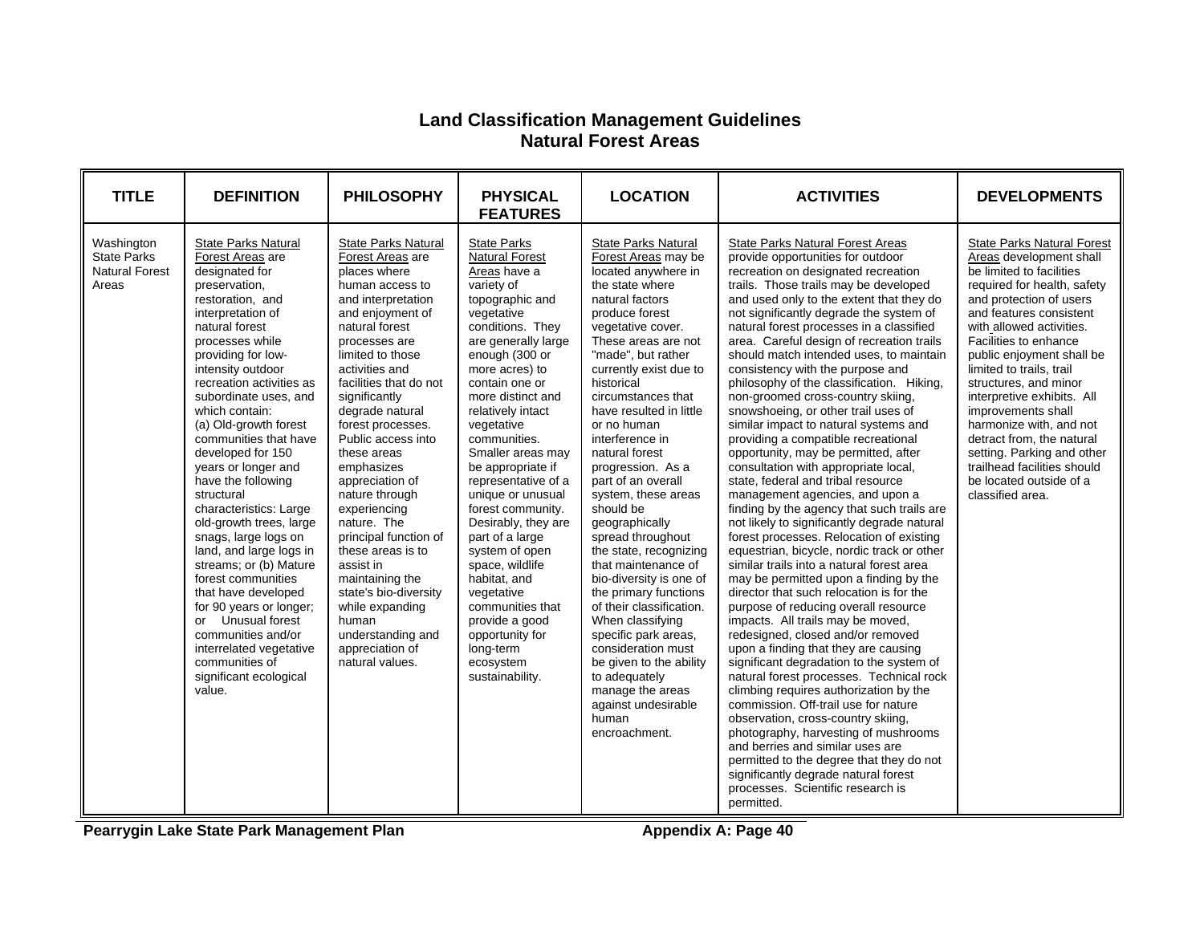# Land Classification Management Guidelines
## Natural Forest Areas

| TITLE | DEFINITION | PHILOSOPHY | PHYSICAL FEATURES | LOCATION | ACTIVITIES | DEVELOPMENTS |
|---|---|---|---|---|---|---|
| Washington State Parks Natural Forest Areas | State Parks Natural Forest Areas are designated for preservation, restoration, and interpretation of natural forest processes while providing for low-intensity outdoor recreation activities as subordinate uses, and which contain: (a) Old-growth forest communities that have developed for 150 years or longer and have the following structural characteristics: Large old-growth trees, large snags, large logs on land, and large logs in streams; or (b) Mature forest communities that have developed for 90 years or longer; or Unusual forest communities and/or interrelated vegetative communities of significant ecological value. | State Parks Natural Forest Areas are places where human access to and interpretation and enjoyment of natural forest processes are limited to those activities and facilities that do not significantly degrade natural forest processes. Public access into these areas emphasizes appreciation of nature through experiencing nature. The principal function of these areas is to assist in maintaining the state's bio-diversity while expanding human understanding and appreciation of natural values. | State Parks Natural Forest Areas have a variety of topographic and vegetative conditions. They are generally large enough (300 or more acres) to contain one or more distinct and relatively intact vegetative communities. Smaller areas may be appropriate if representative of a unique or unusual forest community. Desirably, they are part of a large system of open space, wildlife habitat, and vegetative communities that provide a good opportunity for long-term ecosystem sustainability. | State Parks Natural Forest Areas may be located anywhere in the state where natural factors produce forest vegetative cover. These areas are not "made", but rather currently exist due to historical circumstances that have resulted in little or no human interference in natural forest progression. As a part of an overall system, these areas should be geographically spread throughout the state, recognizing that maintenance of bio-diversity is one of the primary functions of their classification. When classifying specific park areas, consideration must be given to the ability to adequately manage the areas against undesirable human encroachment. | State Parks Natural Forest Areas provide opportunities for outdoor recreation on designated recreation trails. Those trails may be developed and used only to the extent that they do not significantly degrade the system of natural forest processes in a classified area. Careful design of recreation trails should match intended uses, to maintain consistency with the purpose and philosophy of the classification. Hiking, non-groomed cross-country skiing, snowshoeing, or other trail uses of similar impact to natural systems and providing a compatible recreational opportunity, may be permitted, after consultation with appropriate local, state, federal and tribal resource management agencies, and upon a finding by the agency that such trails are not likely to significantly degrade natural forest processes. Relocation of existing equestrian, bicycle, nordic track or other similar trails into a natural forest area may be permitted upon a finding by the director that such relocation is for the purpose of reducing overall resource impacts. All trails may be moved, redesigned, closed and/or removed upon a finding that they are causing significant degradation to the system of natural forest processes. Technical rock climbing requires authorization by the commission. Off-trail use for nature observation, cross-country skiing, photography, harvesting of mushrooms and berries and similar uses are permitted to the degree that they do not significantly degrade natural forest processes. Scientific research is permitted. | State Parks Natural Forest Areas development shall be limited to facilities required for health, safety and protection of users and features consistent with allowed activities. Facilities to enhance public enjoyment shall be limited to trails, trail structures, and minor interpretive exhibits. All improvements shall harmonize with, and not detract from, the natural setting. Parking and other trailhead facilities should be located outside of a classified area. |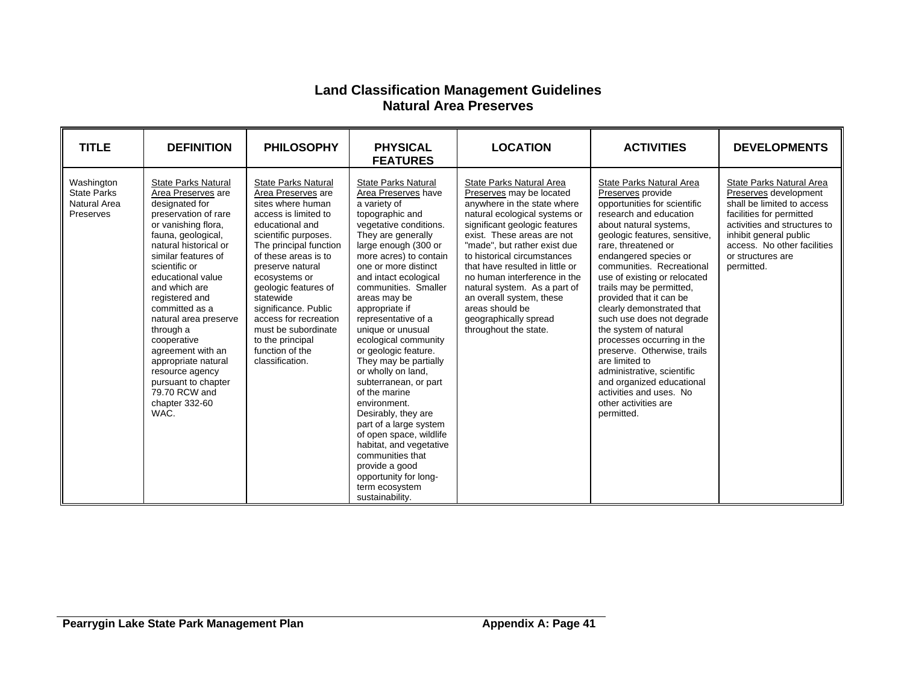# Land Classification Management Guidelines
## Natural Area Preserves

| TITLE | DEFINITION | PHILOSOPHY | PHYSICAL FEATURES | LOCATION | ACTIVITIES | DEVELOPMENTS |
|---|---|---|---|---|---|---|
| Washington State Parks Natural Area Preserves | State Parks Natural Area Preserves are designated for preservation of rare or vanishing flora, fauna, geological, natural historical or similar features of scientific or educational value and which are registered and committed as a natural area preserve through a cooperative agreement with an appropriate natural resource agency pursuant to chapter 79.70 RCW and chapter 332-60 WAC. | State Parks Natural Area Preserves are sites where human access is limited to educational and scientific purposes. The principal function of these areas is to preserve natural ecosystems or geologic features of statewide significance. Public access for recreation must be subordinate to the principal function of the classification. | State Parks Natural Area Preserves have a variety of topographic and vegetative conditions. They are generally large enough (300 or more acres) to contain one or more distinct and intact ecological communities. Smaller areas may be appropriate if representative of a unique or unusual ecological community or geologic feature. They may be partially or wholly on land, subterranean, or part of the marine environment. Desirably, they are part of a large system of open space, wildlife habitat, and vegetative communities that provide a good opportunity for long-term ecosystem sustainability. | State Parks Natural Area Preserves may be located anywhere in the state where natural ecological systems or significant geologic features exist. These areas are not "made", but rather exist due to historical circumstances that have resulted in little or no human interference in the natural system. As a part of an overall system, these areas should be geographically spread throughout the state. | State Parks Natural Area Preserves provide opportunities for scientific research and education about natural systems, geologic features, sensitive, rare, threatened or endangered species or communities. Recreational use of existing or relocated trails may be permitted, provided that it can be clearly demonstrated that such use does not degrade the system of natural processes occurring in the preserve. Otherwise, trails are limited to administrative, scientific and organized educational activities and uses. No other activities are permitted. | State Parks Natural Area Preserves development shall be limited to access facilities for permitted activities and structures to inhibit general public access. No other facilities or structures are permitted. |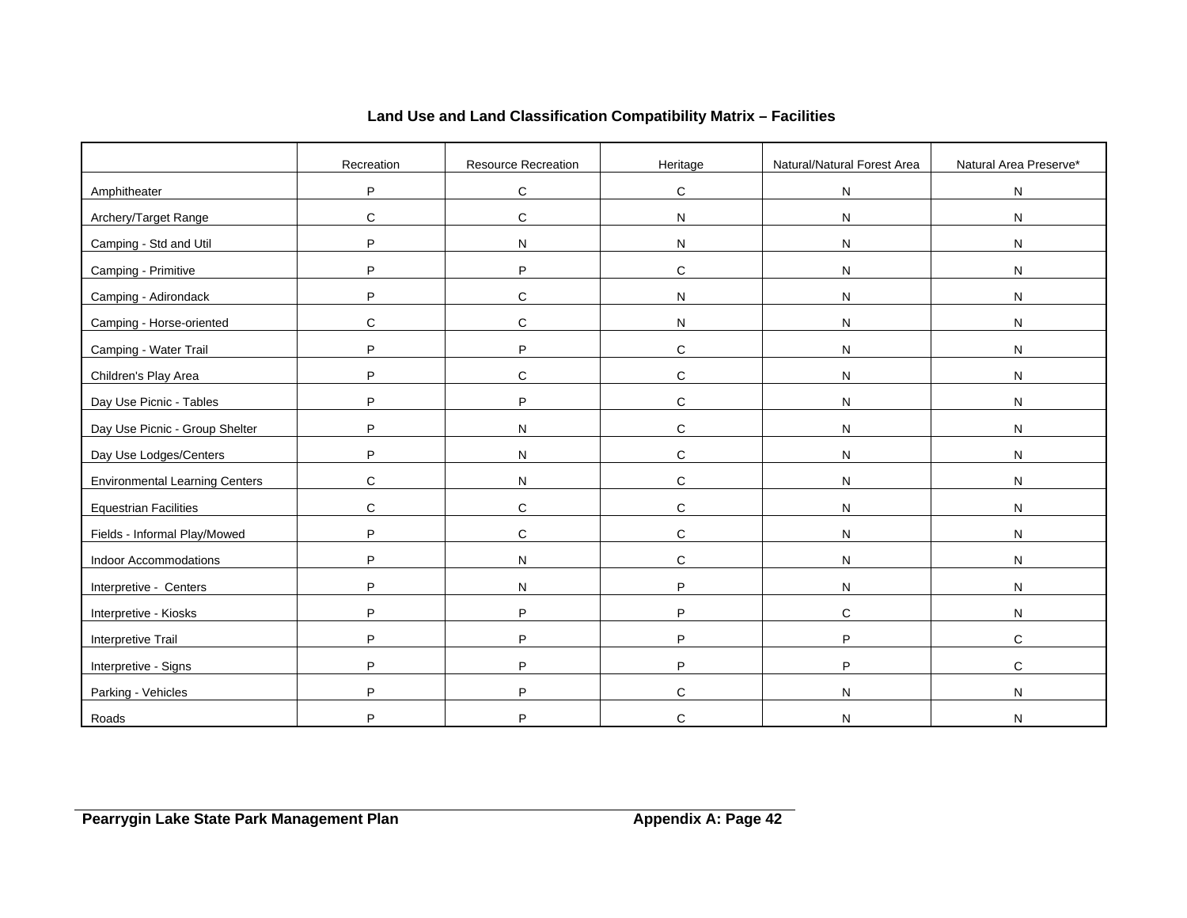**Land Use and Land Classification Compatibility Matrix – Facilities**

| | Recreation | Resource Recreation | Heritage | Natural/Natural Forest Area | Natural Area Preserve* |
|---|---|---|---|---|---|
| Amphitheater | P | C | C | N | N |
| Archery/Target Range | C | C | N | N | N |
| Camping - Std and Util | P | N | N | N | N |
| Camping - Primitive | P | P | C | N | N |
| Camping - Adirondack | P | C | N | N | N |
| Camping - Horse-oriented | C | C | N | N | N |
| Camping - Water Trail | P | P | C | N | N |
| Children's Play Area | P | C | C | N | N |
| Day Use Picnic - Tables | P | P | C | N | N |
| Day Use Picnic - Group Shelter | P | N | C | N | N |
| Day Use Lodges/Centers | P | N | C | N | N |
| Environmental Learning Centers | C | N | C | N | N |
| Equestrian Facilities | C | C | C | N | N |
| Fields - Informal Play/Mowed | P | C | C | N | N |
| Indoor Accommodations | P | N | C | N | N |
| Interpretive - Centers | P | N | P | N | N |
| Interpretive - Kiosks | P | P | P | C | N |
| Interpretive Trail | P | P | P | P | C |
| Interpretive - Signs | P | P | P | P | C |
| Parking - Vehicles | P | P | C | N | N |
| Roads | P | P | C | N | N |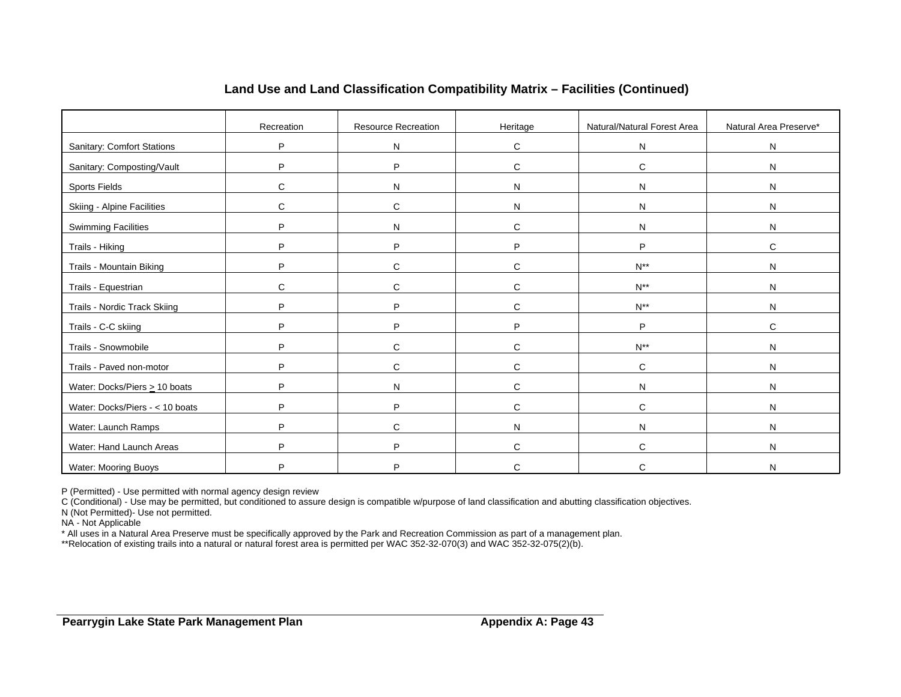## Land Use and Land Classification Compatibility Matrix – Facilities (Continued)

| | Recreation | Resource Recreation | Heritage | Natural/Natural Forest Area | Natural Area Preserve* |
|---|---|---|---|---|---|
| Sanitary: Comfort Stations | P | N | C | N | N |
| Sanitary: Composting/Vault | P | P | C | C | N |
| Sports Fields | C | N | N | N | N |
| Skiing - Alpine Facilities | C | C | N | N | N |
| Swimming Facilities | P | N | C | N | N |
| Trails - Hiking | P | P | P | P | C |
| Trails - Mountain Biking | P | C | C | N** | N |
| Trails - Equestrian | C | C | C | N** | N |
| Trails - Nordic Track Skiing | P | P | C | N** | N |
| Trails - C-C skiing | P | P | P | P | C |
| Trails - Snowmobile | P | C | C | N** | N |
| Trails - Paved non-motor | P | C | C | C | N |
| Water: Docks/Piers ≥ 10 boats | P | N | C | N | N |
| Water: Docks/Piers - < 10 boats | P | P | C | C | N |
| Water: Launch Ramps | P | C | N | N | N |
| Water: Hand Launch Areas | P | P | C | C | N |
| Water: Mooring Buoys | P | P | C | C | N |

P (Permitted) - Use permitted with normal agency design review
C (Conditional) - Use may be permitted, but conditioned to assure design is compatible w/purpose of land classification and abutting classification objectives.
N (Not Permitted)- Use not permitted.
NA - Not Applicable
* All uses in a Natural Area Preserve must be specifically approved by the Park and Recreation Commission as part of a management plan.
**Relocation of existing trails into a natural or natural forest area is permitted per WAC 352-32-070(3) and WAC 352-32-075(2)(b).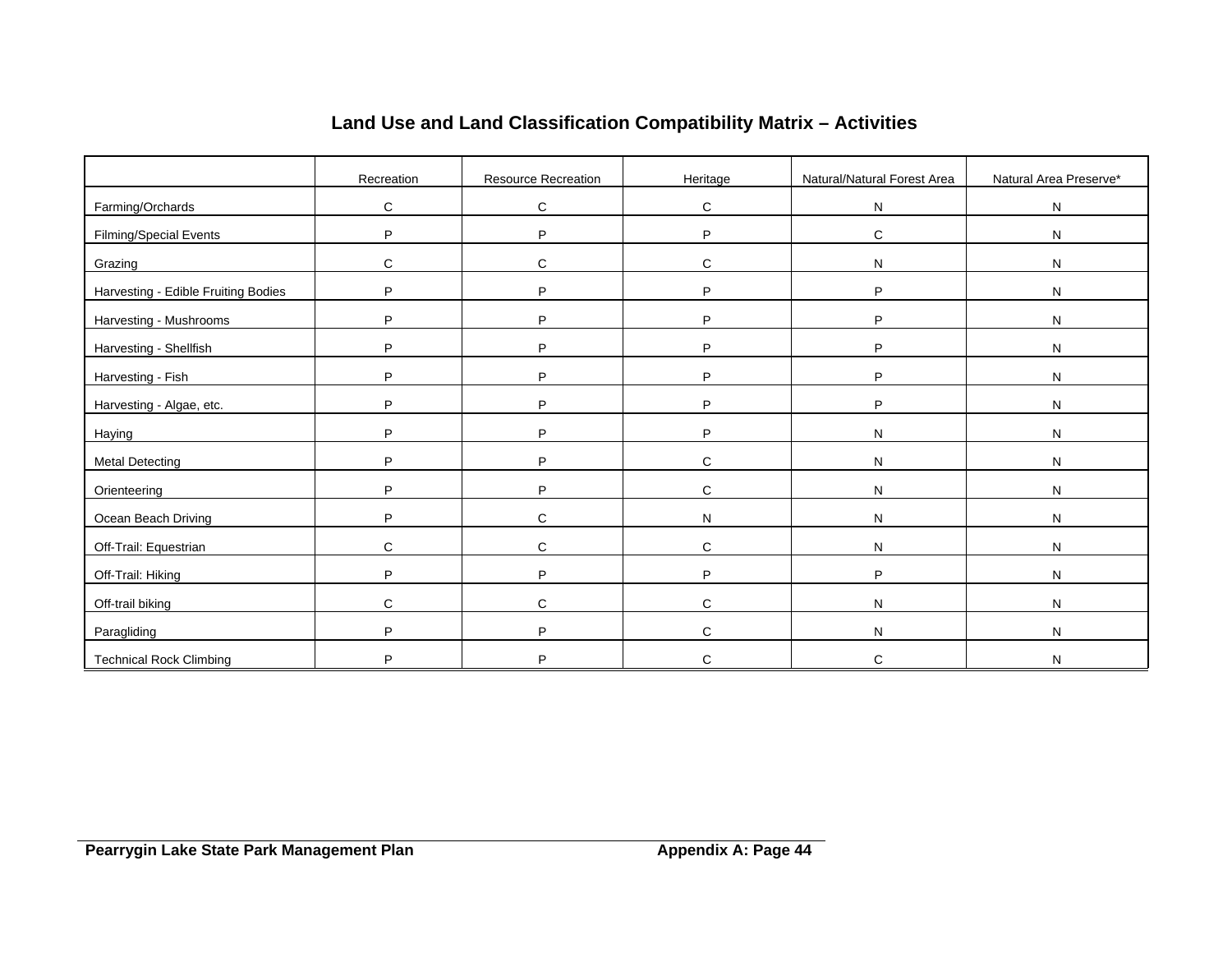## Land Use and Land Classification Compatibility Matrix – Activities

| | Recreation | Resource Recreation | Heritage | Natural/Natural Forest Area | Natural Area Preserve* |
|---|---|---|---|---|---|
| Farming/Orchards | C | C | C | N | N |
| Filming/Special Events | P | P | P | C | N |
| Grazing | C | C | C | N | N |
| Harvesting - Edible Fruiting Bodies | P | P | P | P | N |
| Harvesting - Mushrooms | P | P | P | P | N |
| Harvesting - Shellfish | P | P | P | P | N |
| Harvesting - Fish | P | P | P | P | N |
| Harvesting - Algae, etc. | P | P | P | P | N |
| Haying | P | P | P | N | N |
| Metal Detecting | P | P | C | N | N |
| Orienteering | P | P | C | N | N |
| Ocean Beach Driving | P | C | N | N | N |
| Off-Trail: Equestrian | C | C | C | N | N |
| Off-Trail: Hiking | P | P | P | P | N |
| Off-trail biking | C | C | C | N | N |
| Paragliding | P | P | C | N | N |
| Technical Rock Climbing | P | P | C | C | N |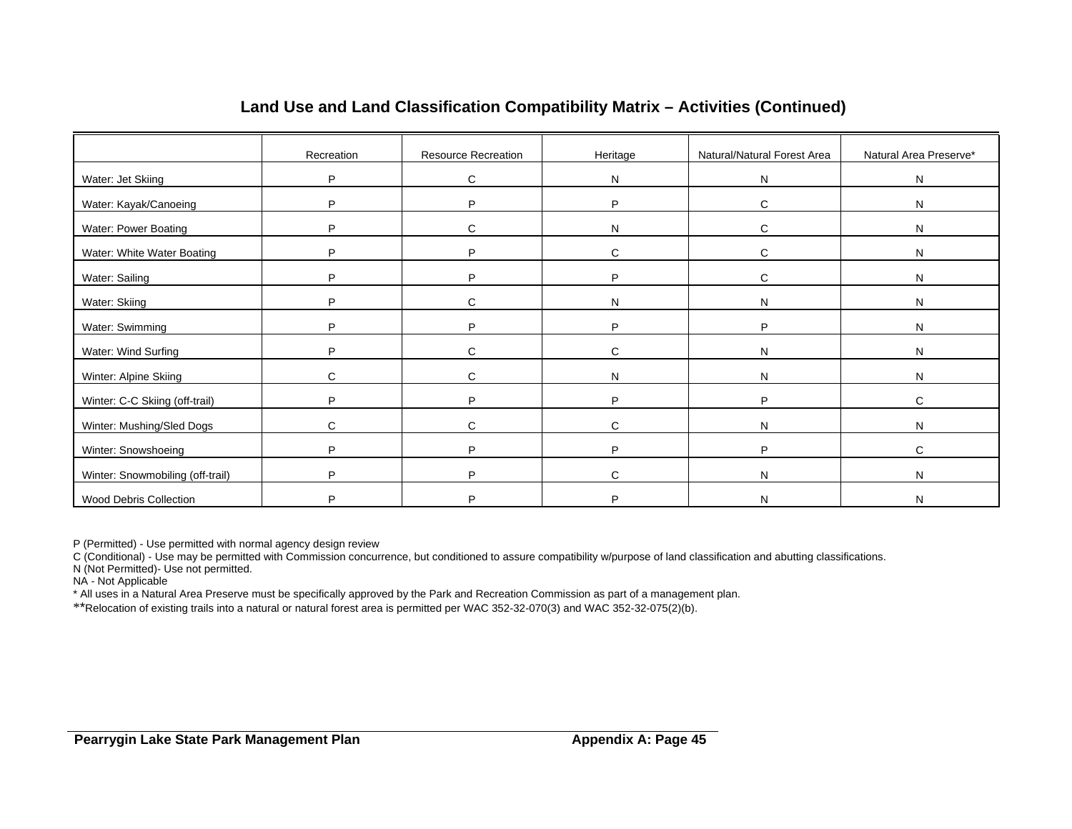## Land Use and Land Classification Compatibility Matrix – Activities (Continued)

| | Recreation | Resource Recreation | Heritage | Natural/Natural Forest Area | Natural Area Preserve* |
|---|---|---|---|---|---|
| Water: Jet Skiing | P | C | N | N | N |
| Water: Kayak/Canoeing | P | P | P | C | N |
| Water: Power Boating | P | C | N | C | N |
| Water: White Water Boating | P | P | C | C | N |
| Water: Sailing | P | P | P | C | N |
| Water: Skiing | P | C | N | N | N |
| Water: Swimming | P | P | P | P | N |
| Water: Wind Surfing | P | C | C | N | N |
| Winter: Alpine Skiing | C | C | N | N | N |
| Winter: C-C Skiing (off-trail) | P | P | P | P | C |
| Winter: Mushing/Sled Dogs | C | C | C | N | N |
| Winter: Snowshoeing | P | P | P | P | C |
| Winter: Snowmobiling (off-trail) | P | P | C | N | N |
| Wood Debris Collection | P | P | P | N | N |

P (Permitted) - Use permitted with normal agency design review
C (Conditional) - Use may be permitted with Commission concurrence, but conditioned to assure compatibility w/purpose of land classification and abutting classifications.
N (Not Permitted)- Use not permitted.
NA - Not Applicable
* All uses in a Natural Area Preserve must be specifically approved by the Park and Recreation Commission as part of a management plan.
**Relocation of existing trails into a natural or natural forest area is permitted per WAC 352-32-070(3) and WAC 352-32-075(2)(b).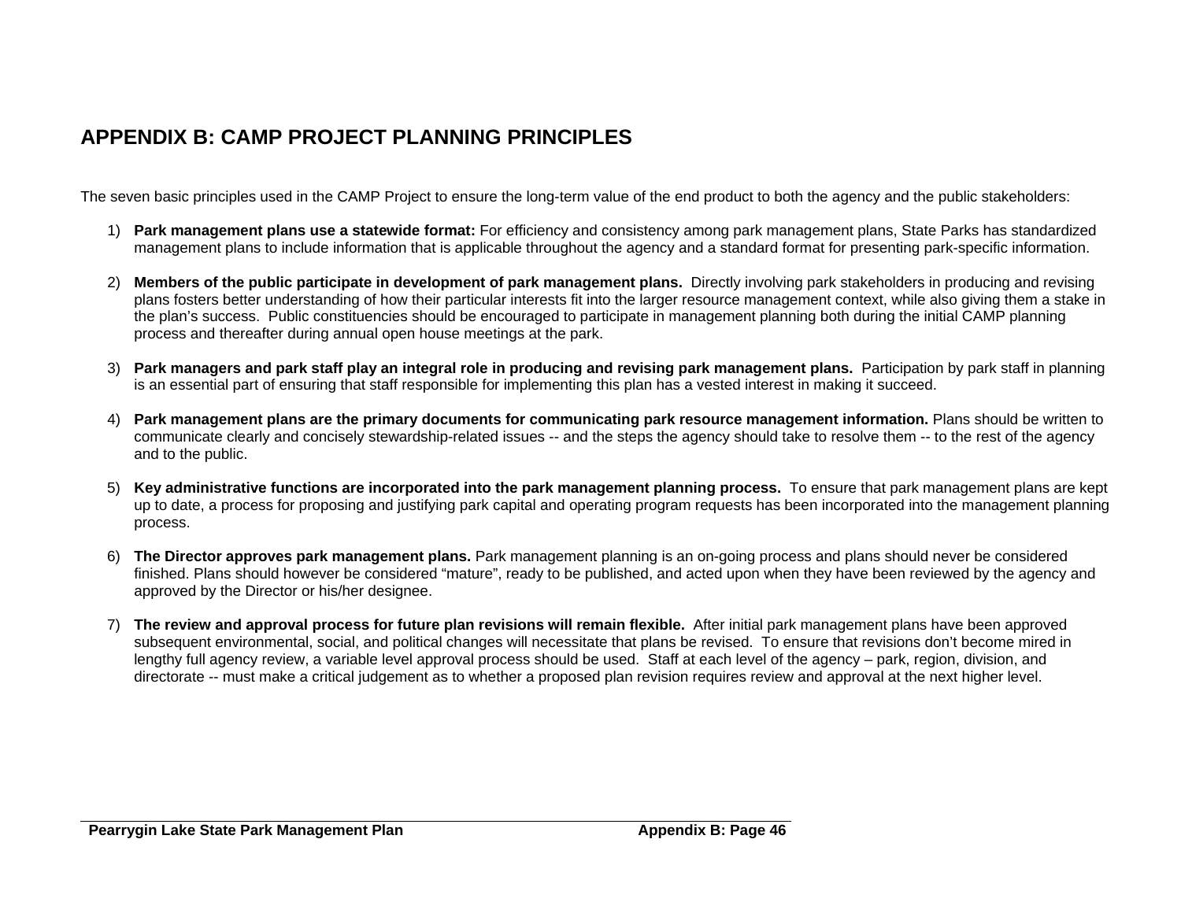# APPENDIX B: CAMP PROJECT PLANNING PRINCIPLES

The seven basic principles used in the CAMP Project to ensure the long-term value of the end product to both the agency and the public stakeholders:

1) **Park management plans use a statewide format:** For efficiency and consistency among park management plans, State Parks has standardized management plans to include information that is applicable throughout the agency and a standard format for presenting park-specific information.

2) **Members of the public participate in development of park management plans.** Directly involving park stakeholders in producing and revising plans fosters better understanding of how their particular interests fit into the larger resource management context, while also giving them a stake in the plan's success. Public constituencies should be encouraged to participate in management planning both during the initial CAMP planning process and thereafter during annual open house meetings at the park.

3) **Park managers and park staff play an integral role in producing and revising park management plans.** Participation by park staff in planning is an essential part of ensuring that staff responsible for implementing this plan has a vested interest in making it succeed.

4) **Park management plans are the primary documents for communicating park resource management information.** Plans should be written to communicate clearly and concisely stewardship-related issues -- and the steps the agency should take to resolve them -- to the rest of the agency and to the public.

5) **Key administrative functions are incorporated into the park management planning process.** To ensure that park management plans are kept up to date, a process for proposing and justifying park capital and operating program requests has been incorporated into the management planning process.

6) **The Director approves park management plans.** Park management planning is an on-going process and plans should never be considered finished. Plans should however be considered "mature", ready to be published, and acted upon when they have been reviewed by the agency and approved by the Director or his/her designee.

7) **The review and approval process for future plan revisions will remain flexible.** After initial park management plans have been approved subsequent environmental, social, and political changes will necessitate that plans be revised. To ensure that revisions don't become mired in lengthy full agency review, a variable level approval process should be used. Staff at each level of the agency – park, region, division, and directorate -- must make a critical judgement as to whether a proposed plan revision requires review and approval at the next higher level.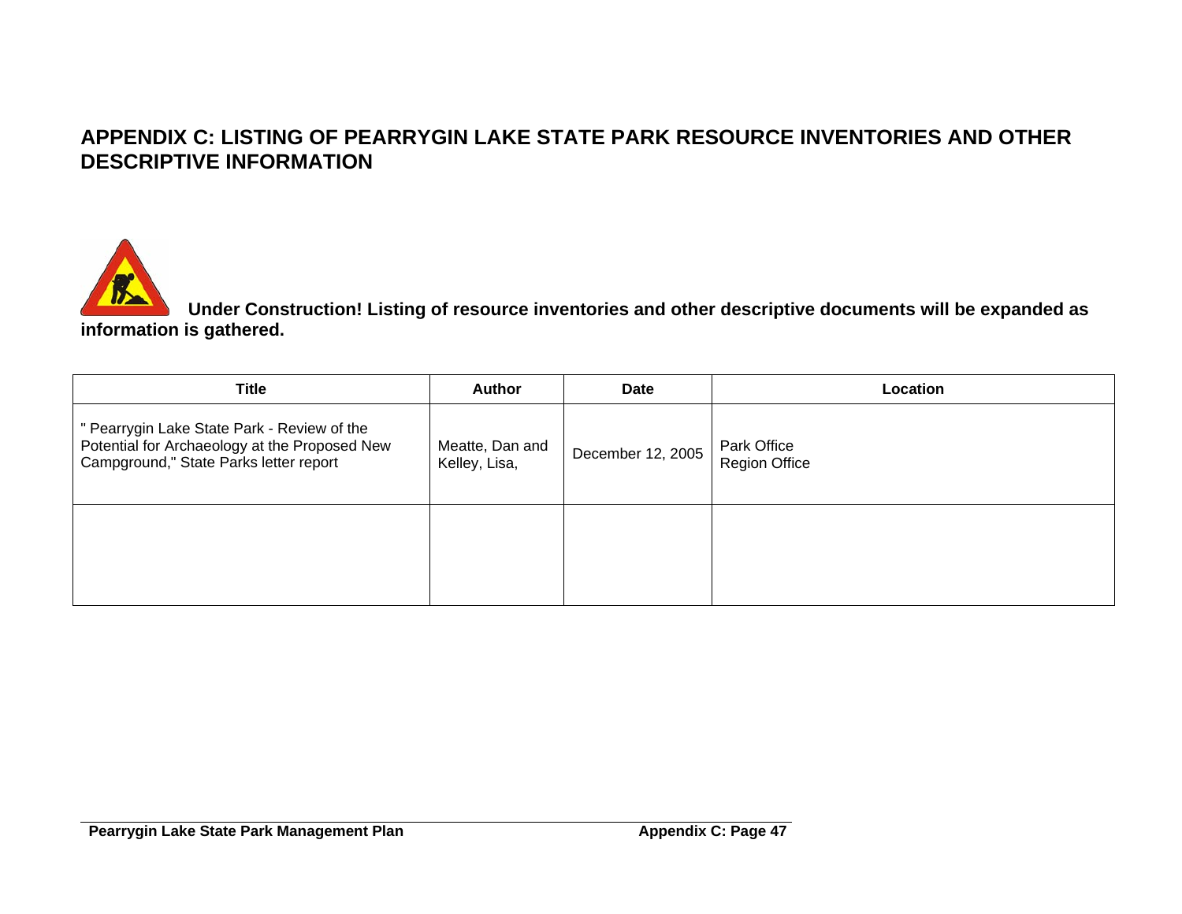# APPENDIX C: LISTING OF PEARRYGIN LAKE STATE PARK RESOURCE INVENTORIES AND OTHER DESCRIPTIVE INFORMATION

**Under Construction! Listing of resource inventories and other descriptive documents will be expanded as information is gathered.**

| Title | Author | Date | Location |
|---|---|---|---|
| " Pearrygin Lake State Park - Review of the Potential for Archaeology at the Proposed New Campground," State Parks letter report | Meatte, Dan and Kelley, Lisa, | December 12, 2005 | Park Office<br>Region Office |
| | | | |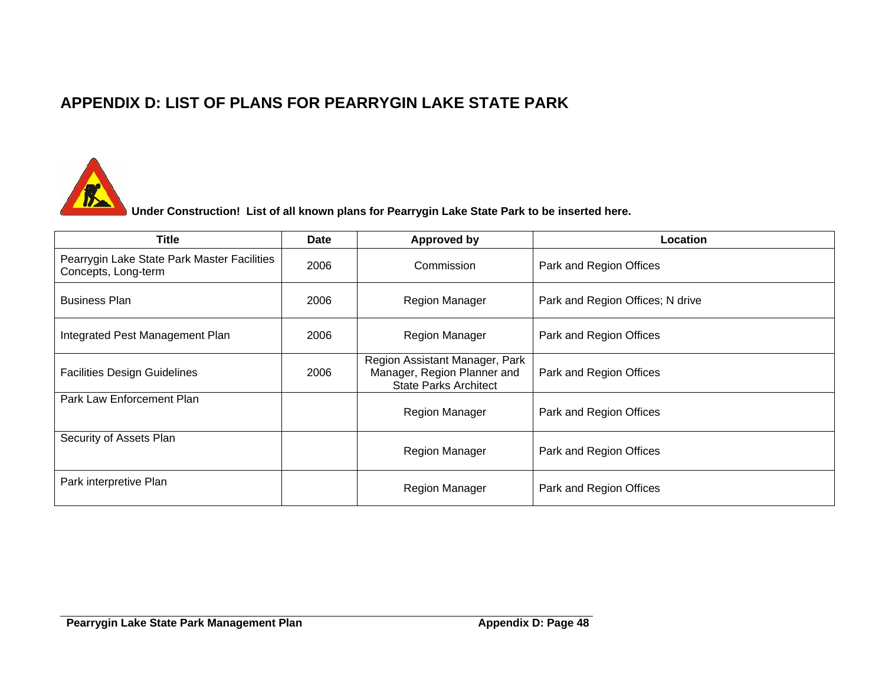# APPENDIX D: LIST OF PLANS FOR PEARRYGIN LAKE STATE PARK

**Under Construction! List of all known plans for Pearrygin Lake State Park to be inserted here.**

| Title | Date | Approved by | Location |
|---|---|---|---|
| Pearrygin Lake State Park Master Facilities Concepts, Long-term | 2006 | Commission | Park and Region Offices |
| Business Plan | 2006 | Region Manager | Park and Region Offices; N drive |
| Integrated Pest Management Plan | 2006 | Region Manager | Park and Region Offices |
| Facilities Design Guidelines | 2006 | Region Assistant Manager, Park Manager, Region Planner and State Parks Architect | Park and Region Offices |
| Park Law Enforcement Plan | | Region Manager | Park and Region Offices |
| Security of Assets Plan | | Region Manager | Park and Region Offices |
| Park interpretive Plan | | Region Manager | Park and Region Offices |